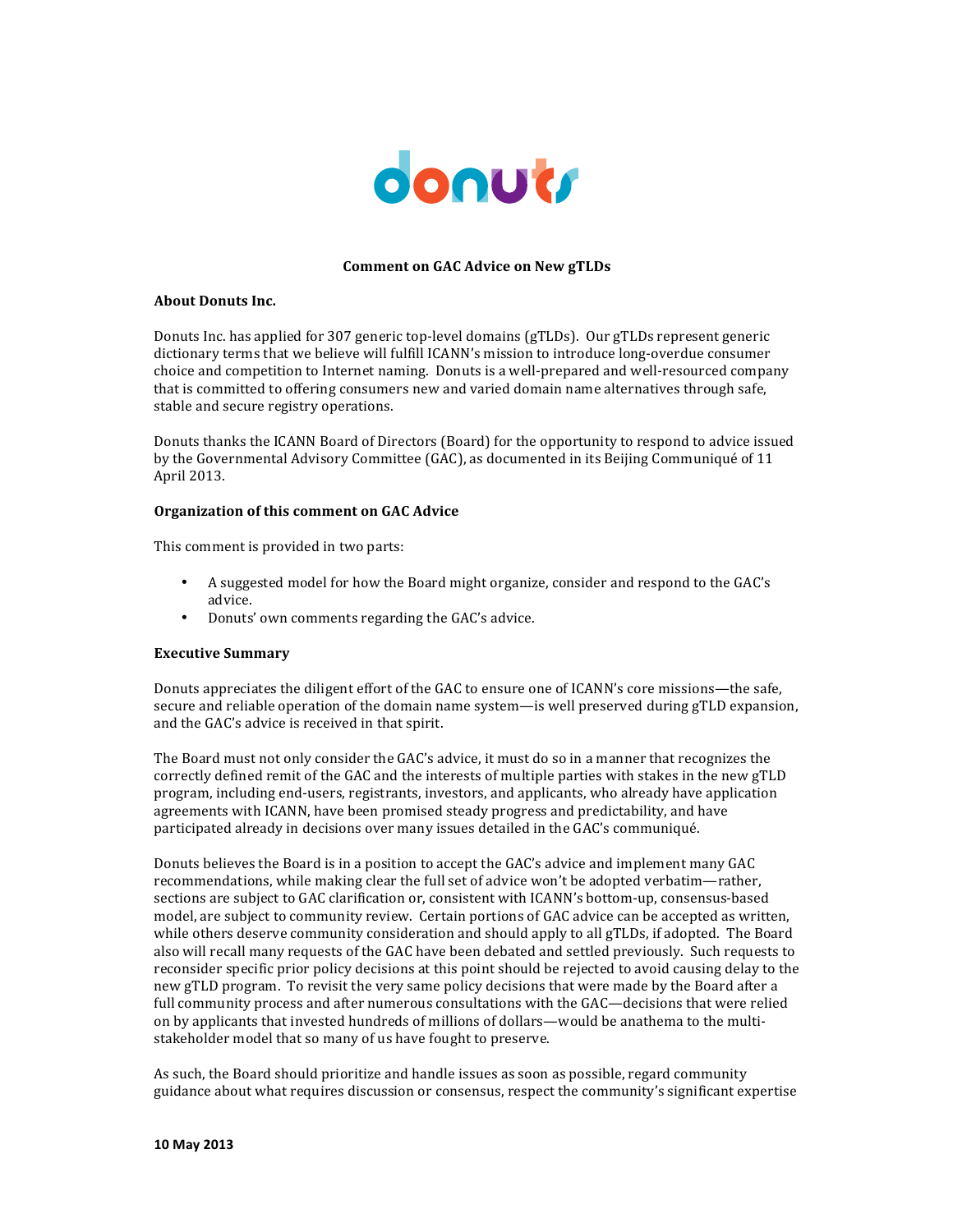# Comment on GAC Advice on New gTLDs

**About Donuts Inc.**

Donuts Inc. has applied for 307 generic top-level domains (gTLDs). Our gTLDs represent generic dictionary terms that we believe will fulfill ICANN's mission to introduce long-overdue consumer choice and competition to Internet naming. Donuts is a well-prepared and well-resourced company that is committed to offering consumers new and varied domain name alternatives through safe, stable and secure registry operations.

Donuts thanks the ICANN Board of Directors (Board) for the opportunity to respond to advice issued by the Governmental Advisory Committee (GAC), as documented in its Beijing Communiqué of 11 April 2013.

**Organization of this comment on GAC Advice**

This comment is provided in two parts:

- A suggested model for how the Board might organize, consider and respond to the GAC's advice.
- Donuts' own comments regarding the GAC's advice.

**Executive Summary**

Donuts appreciates the diligent effort of the GAC to ensure one of ICANN's core missions—the safe, secure and reliable operation of the domain name system—is well preserved during gTLD expansion, and the GAC's advice is received in that spirit.

The Board must not only consider the GAC's advice, it must do so in a manner that recognizes the correctly defined remit of the GAC and the interests of multiple parties with stakes in the new gTLD program, including end-users, registrants, investors, and applicants, who already have application agreements with ICANN, have been promised steady progress and predictability, and have participated already in decisions over many issues detailed in the GAC's communiqué.

Donuts believes the Board is in a position to accept the GAC's advice and implement many GAC recommendations, while making clear the full set of advice won't be adopted verbatim—rather, sections are subject to GAC clarification or, consistent with ICANN's bottom-up, consensus-based model, are subject to community review. Certain portions of GAC advice can be accepted as written, while others deserve community consideration and should apply to all gTLDs, if adopted. The Board also will recall many requests of the GAC have been debated and settled previously. Such requests to reconsider specific prior policy decisions at this point should be rejected to avoid causing delay to the new gTLD program. To revisit the very same policy decisions that were made by the Board after a full community process and after numerous consultations with the GAC—decisions that were relied on by applicants that invested hundreds of millions of dollars—would be anathema to the multi-stakeholder model that so many of us have fought to preserve.

As such, the Board should prioritize and handle issues as soon as possible, regard community guidance about what requires discussion or consensus, respect the community's significant expertise

**10 May 2013**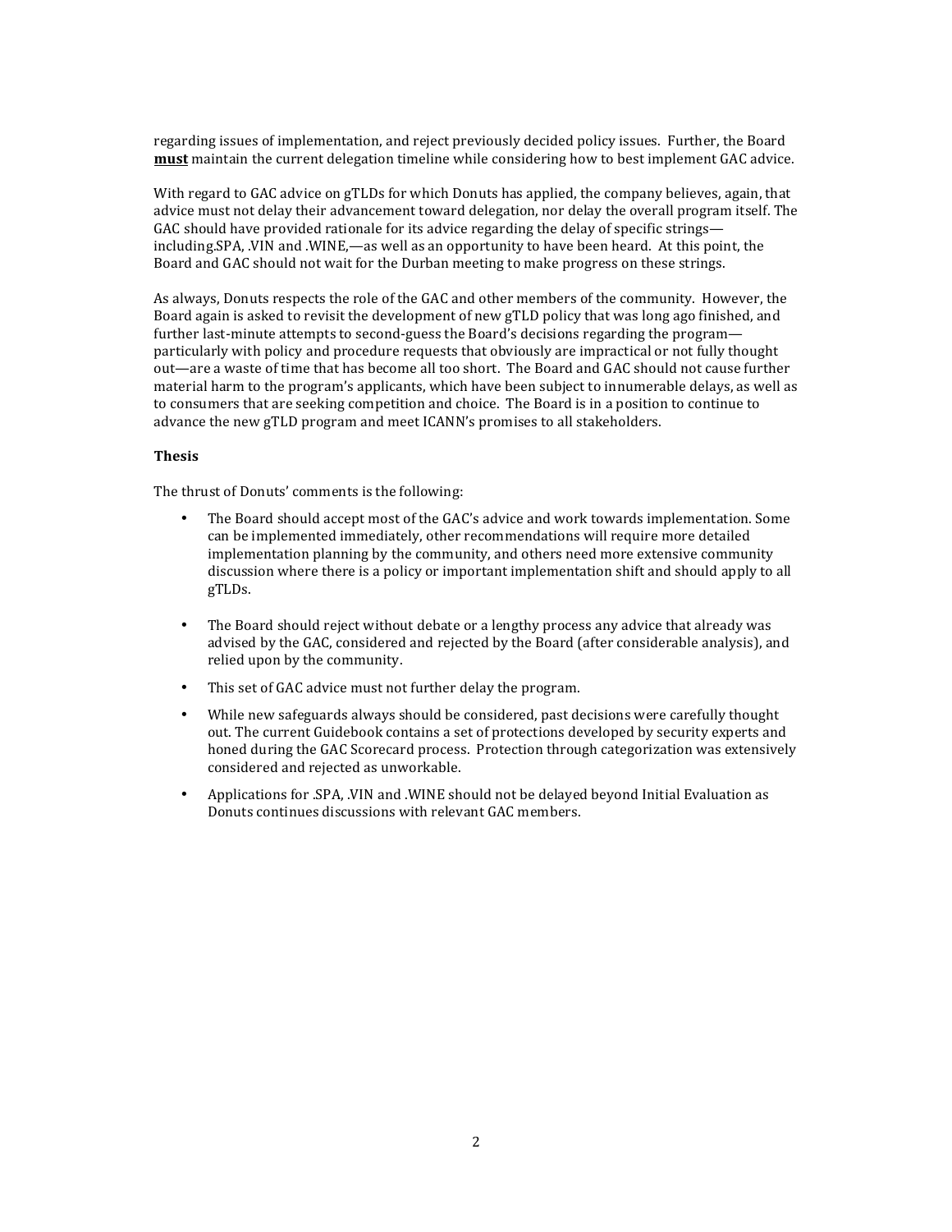regarding issues of implementation, and reject previously decided policy issues. Further, the Board **must** maintain the current delegation timeline while considering how to best implement GAC advice.

With regard to GAC advice on gTLDs for which Donuts has applied, the company believes, again, that advice must not delay their advancement toward delegation, nor delay the overall program itself. The GAC should have provided rationale for its advice regarding the delay of specific strings—including.SPA, .VIN and .WINE,—as well as an opportunity to have been heard. At this point, the Board and GAC should not wait for the Durban meeting to make progress on these strings.

As always, Donuts respects the role of the GAC and other members of the community. However, the Board again is asked to revisit the development of new gTLD policy that was long ago finished, and further last-minute attempts to second-guess the Board's decisions regarding the program—particularly with policy and procedure requests that obviously are impractical or not fully thought out—are a waste of time that has become all too short. The Board and GAC should not cause further material harm to the program's applicants, which have been subject to innumerable delays, as well as to consumers that are seeking competition and choice. The Board is in a position to continue to advance the new gTLD program and meet ICANN's promises to all stakeholders.

**Thesis**

The thrust of Donuts' comments is the following:

- The Board should accept most of the GAC's advice and work towards implementation. Some can be implemented immediately, other recommendations will require more detailed implementation planning by the community, and others need more extensive community discussion where there is a policy or important implementation shift and should apply to all gTLDs.
- The Board should reject without debate or a lengthy process any advice that already was advised by the GAC, considered and rejected by the Board (after considerable analysis), and relied upon by the community.
- This set of GAC advice must not further delay the program.
- While new safeguards always should be considered, past decisions were carefully thought out. The current Guidebook contains a set of protections developed by security experts and honed during the GAC Scorecard process. Protection through categorization was extensively considered and rejected as unworkable.
- Applications for .SPA, .VIN and .WINE should not be delayed beyond Initial Evaluation as Donuts continues discussions with relevant GAC members.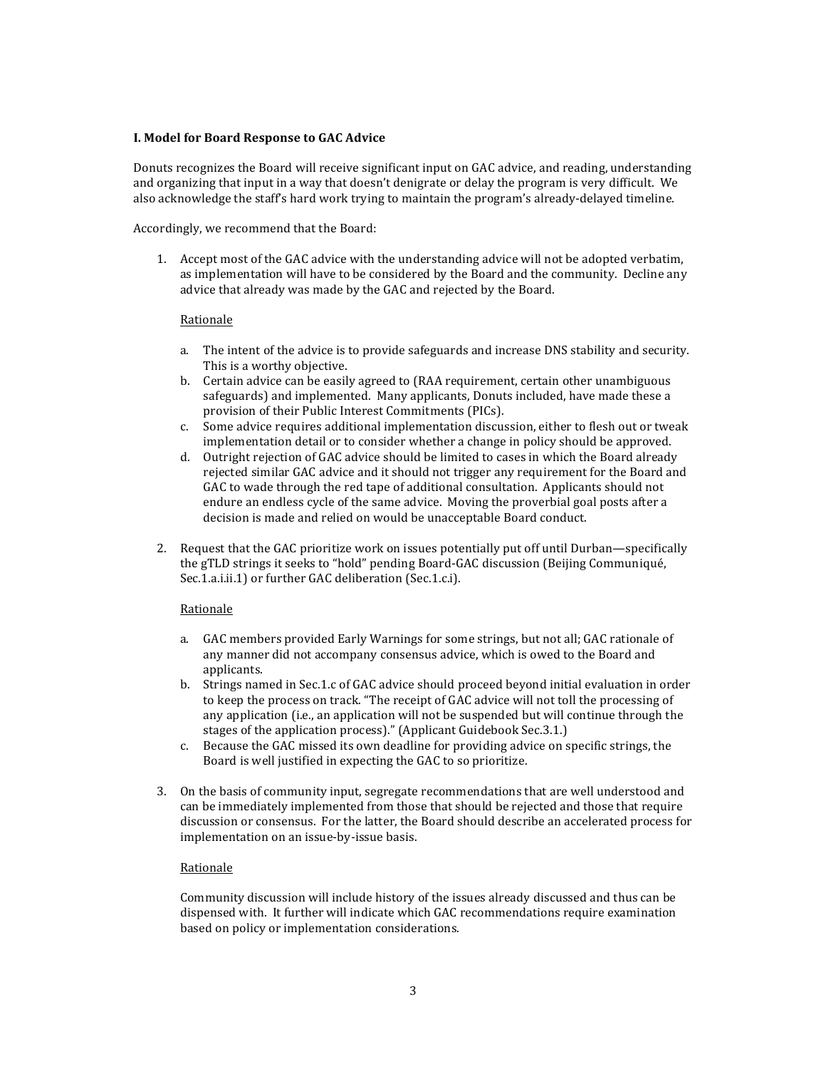**I. Model for Board Response to GAC Advice**

Donuts recognizes the Board will receive significant input on GAC advice, and reading, understanding and organizing that input in a way that doesn't denigrate or delay the program is very difficult. We also acknowledge the staff's hard work trying to maintain the program's already-delayed timeline.

Accordingly, we recommend that the Board:

1. Accept most of the GAC advice with the understanding advice will not be adopted verbatim, as implementation will have to be considered by the Board and the community. Decline any advice that already was made by the GAC and rejected by the Board.

   Rationale

   a. The intent of the advice is to provide safeguards and increase DNS stability and security. This is a worthy objective.
   b. Certain advice can be easily agreed to (RAA requirement, certain other unambiguous safeguards) and implemented. Many applicants, Donuts included, have made these a provision of their Public Interest Commitments (PICs).
   c. Some advice requires additional implementation discussion, either to flesh out or tweak implementation detail or to consider whether a change in policy should be approved.
   d. Outright rejection of GAC advice should be limited to cases in which the Board already rejected similar GAC advice and it should not trigger any requirement for the Board and GAC to wade through the red tape of additional consultation. Applicants should not endure an endless cycle of the same advice. Moving the proverbial goal posts after a decision is made and relied on would be unacceptable Board conduct.

2. Request that the GAC prioritize work on issues potentially put off until Durban—specifically the gTLD strings it seeks to "hold" pending Board-GAC discussion (Beijing Communiqué, Sec.1.a.i.ii.1) or further GAC deliberation (Sec.1.c.i).

   Rationale

   a. GAC members provided Early Warnings for some strings, but not all; GAC rationale of any manner did not accompany consensus advice, which is owed to the Board and applicants.
   b. Strings named in Sec.1.c of GAC advice should proceed beyond initial evaluation in order to keep the process on track. "The receipt of GAC advice will not toll the processing of any application (i.e., an application will not be suspended but will continue through the stages of the application process)." (Applicant Guidebook Sec.3.1.)
   c. Because the GAC missed its own deadline for providing advice on specific strings, the Board is well justified in expecting the GAC to so prioritize.

3. On the basis of community input, segregate recommendations that are well understood and can be immediately implemented from those that should be rejected and those that require discussion or consensus. For the latter, the Board should describe an accelerated process for implementation on an issue-by-issue basis.

   Rationale

   Community discussion will include history of the issues already discussed and thus can be dispensed with. It further will indicate which GAC recommendations require examination based on policy or implementation considerations.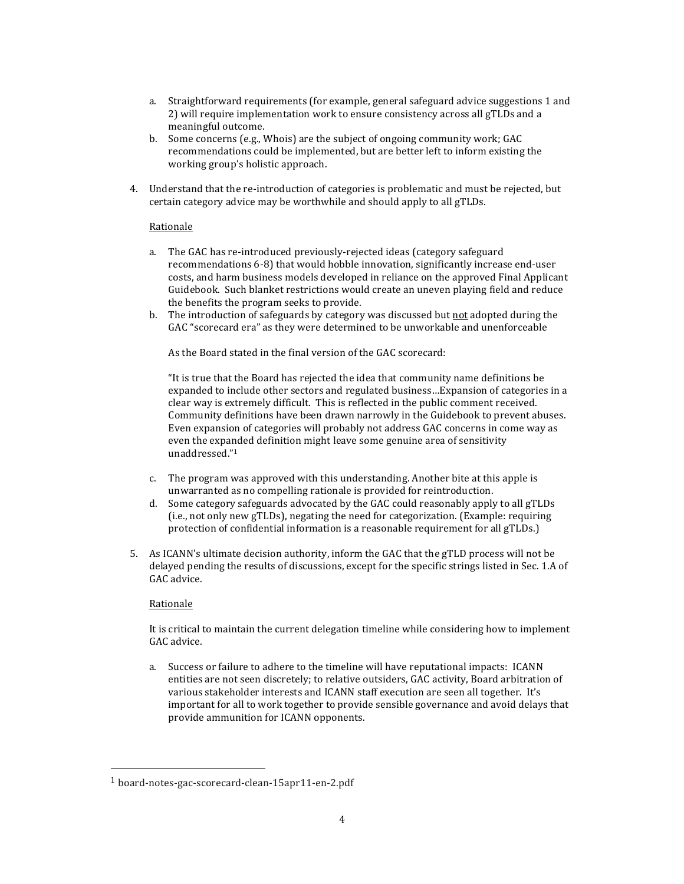a. Straightforward requirements (for example, general safeguard advice suggestions 1 and 2) will require implementation work to ensure consistency across all gTLDs and a meaningful outcome.
b. Some concerns (e.g., Whois) are the subject of ongoing community work; GAC recommendations could be implemented, but are better left to inform existing the working group's holistic approach.

4. Understand that the re-introduction of categories is problematic and must be rejected, but certain category advice may be worthwhile and should apply to all gTLDs.

   Rationale

   a. The GAC has re-introduced previously-rejected ideas (category safeguard recommendations 6-8) that would hobble innovation, significantly increase end-user costs, and harm business models developed in reliance on the approved Final Applicant Guidebook. Such blanket restrictions would create an uneven playing field and reduce the benefits the program seeks to provide.
   b. The introduction of safeguards by category was discussed but not adopted during the GAC "scorecard era" as they were determined to be unworkable and unenforceable

      As the Board stated in the final version of the GAC scorecard:

      "It is true that the Board has rejected the idea that community name definitions be expanded to include other sectors and regulated business…Expansion of categories in a clear way is extremely difficult. This is reflected in the public comment received. Community definitions have been drawn narrowly in the Guidebook to prevent abuses. Even expansion of categories will probably not address GAC concerns in come way as even the expanded definition might leave some genuine area of sensitivity unaddressed."[1]

   c. The program was approved with this understanding. Another bite at this apple is unwarranted as no compelling rationale is provided for reintroduction.
   d. Some category safeguards advocated by the GAC could reasonably apply to all gTLDs (i.e., not only new gTLDs), negating the need for categorization. (Example: requiring protection of confidential information is a reasonable requirement for all gTLDs.)

5. As ICANN's ultimate decision authority, inform the GAC that the gTLD process will not be delayed pending the results of discussions, except for the specific strings listed in Sec. 1.A of GAC advice.

   Rationale

   It is critical to maintain the current delegation timeline while considering how to implement GAC advice.

   a. Success or failure to adhere to the timeline will have reputational impacts: ICANN entities are not seen discretely; to relative outsiders, GAC activity, Board arbitration of various stakeholder interests and ICANN staff execution are seen all together. It's important for all to work together to provide sensible governance and avoid delays that provide ammunition for ICANN opponents.

[1] board-notes-gac-scorecard-clean-15apr11-en-2.pdf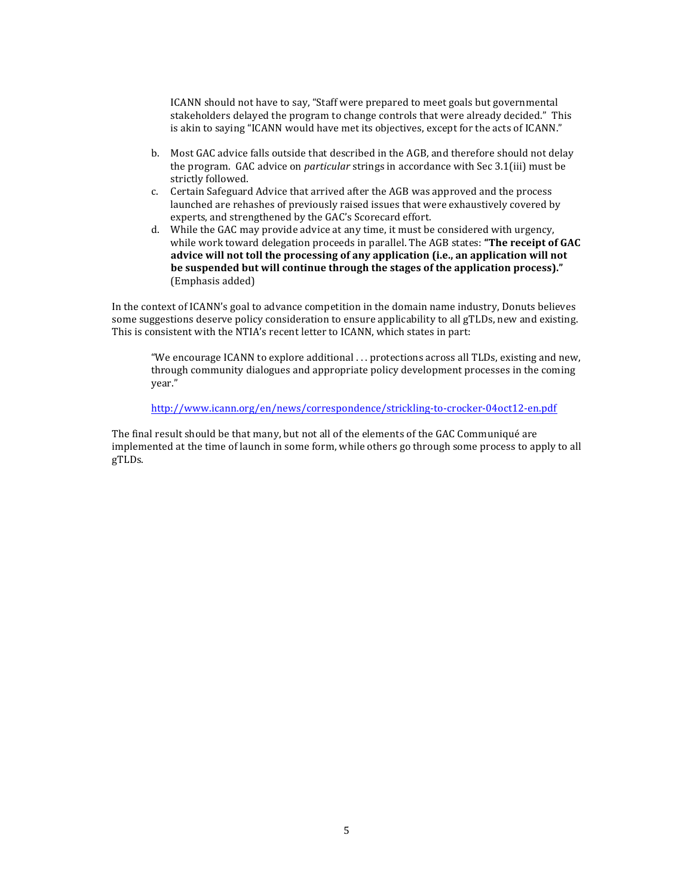ICANN should not have to say, "Staff were prepared to meet goals but governmental stakeholders delayed the program to change controls that were already decided." This is akin to saying "ICANN would have met its objectives, except for the acts of ICANN."

b. Most GAC advice falls outside that described in the AGB, and therefore should not delay the program. GAC advice on *particular* strings in accordance with Sec 3.1(iii) must be strictly followed.
c. Certain Safeguard Advice that arrived after the AGB was approved and the process launched are rehashes of previously raised issues that were exhaustively covered by experts, and strengthened by the GAC's Scorecard effort.
d. While the GAC may provide advice at any time, it must be considered with urgency, while work toward delegation proceeds in parallel. The AGB states: **"The receipt of GAC advice will not toll the processing of any application (i.e., an application will not be suspended but will continue through the stages of the application process)."** (Emphasis added)

In the context of ICANN's goal to advance competition in the domain name industry, Donuts believes some suggestions deserve policy consideration to ensure applicability to all gTLDs, new and existing. This is consistent with the NTIA's recent letter to ICANN, which states in part:

> "We encourage ICANN to explore additional . . . protections across all TLDs, existing and new, through community dialogues and appropriate policy development processes in the coming year."
>
> http://www.icann.org/en/news/correspondence/strickling-to-crocker-04oct12-en.pdf

The final result should be that many, but not all of the elements of the GAC Communiqué are implemented at the time of launch in some form, while others go through some process to apply to all gTLDs.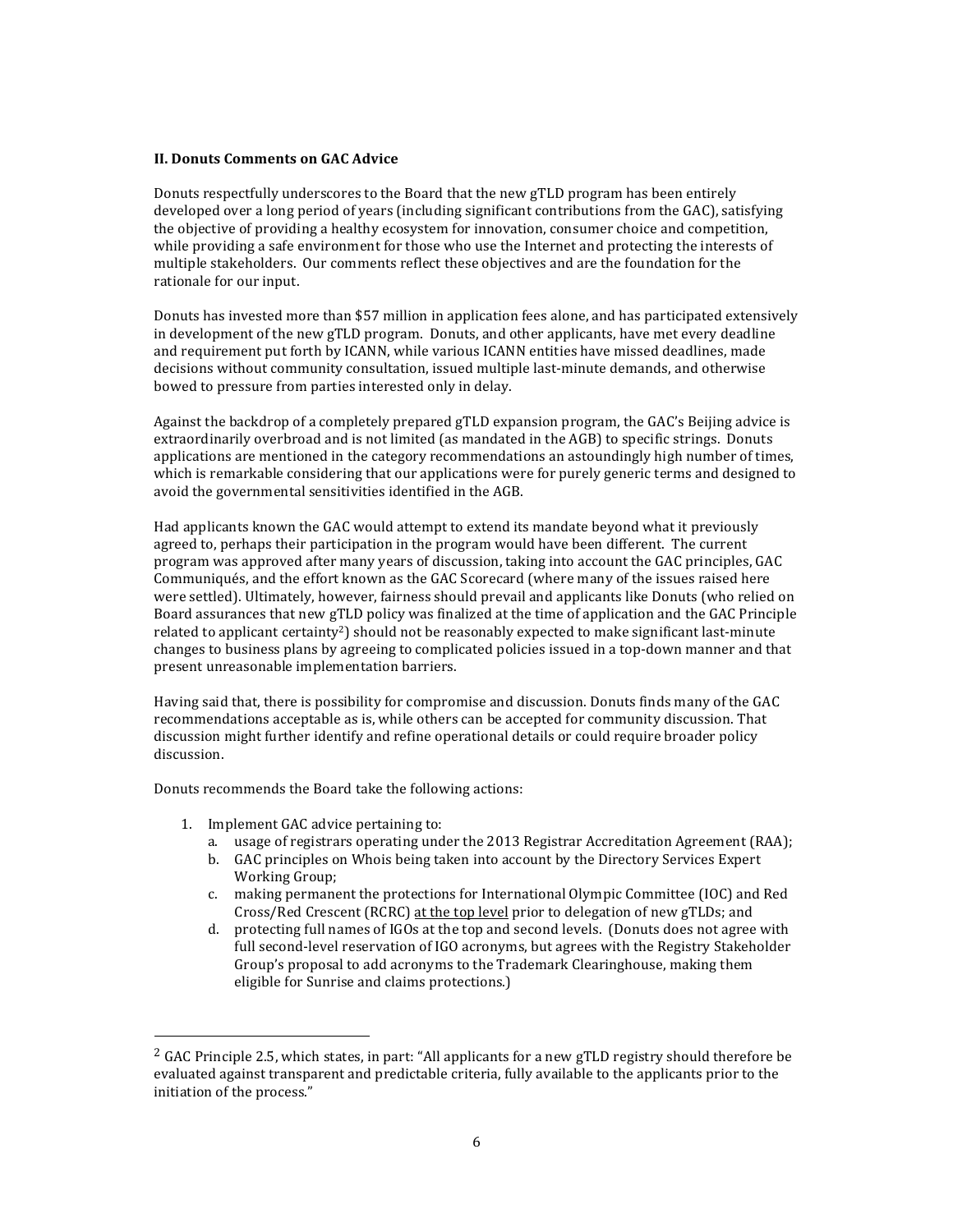### II. Donuts Comments on GAC Advice

Donuts respectfully underscores to the Board that the new gTLD program has been entirely developed over a long period of years (including significant contributions from the GAC), satisfying the objective of providing a healthy ecosystem for innovation, consumer choice and competition, while providing a safe environment for those who use the Internet and protecting the interests of multiple stakeholders. Our comments reflect these objectives and are the foundation for the rationale for our input.

Donuts has invested more than $57 million in application fees alone, and has participated extensively in development of the new gTLD program. Donuts, and other applicants, have met every deadline and requirement put forth by ICANN, while various ICANN entities have missed deadlines, made decisions without community consultation, issued multiple last-minute demands, and otherwise bowed to pressure from parties interested only in delay.

Against the backdrop of a completely prepared gTLD expansion program, the GAC's Beijing advice is extraordinarily overbroad and is not limited (as mandated in the AGB) to specific strings. Donuts applications are mentioned in the category recommendations an astoundingly high number of times, which is remarkable considering that our applications were for purely generic terms and designed to avoid the governmental sensitivities identified in the AGB.

Had applicants known the GAC would attempt to extend its mandate beyond what it previously agreed to, perhaps their participation in the program would have been different. The current program was approved after many years of discussion, taking into account the GAC principles, GAC Communiqués, and the effort known as the GAC Scorecard (where many of the issues raised here were settled). Ultimately, however, fairness should prevail and applicants like Donuts (who relied on Board assurances that new gTLD policy was finalized at the time of application and the GAC Principle related to applicant certainty[2]) should not be reasonably expected to make significant last-minute changes to business plans by agreeing to complicated policies issued in a top-down manner and that present unreasonable implementation barriers.

Having said that, there is possibility for compromise and discussion. Donuts finds many of the GAC recommendations acceptable as is, while others can be accepted for community discussion. That discussion might further identify and refine operational details or could require broader policy discussion.

Donuts recommends the Board take the following actions:

1. Implement GAC advice pertaining to:
   a. usage of registrars operating under the 2013 Registrar Accreditation Agreement (RAA);
   b. GAC principles on Whois being taken into account by the Directory Services Expert Working Group;
   c. making permanent the protections for International Olympic Committee (IOC) and Red Cross/Red Crescent (RCRC) <u>at the top level</u> prior to delegation of new gTLDs; and
   d. protecting full names of IGOs at the top and second levels. (Donuts does not agree with full second-level reservation of IGO acronyms, but agrees with the Registry Stakeholder Group's proposal to add acronyms to the Trademark Clearinghouse, making them eligible for Sunrise and claims protections.)

---

[2] GAC Principle 2.5, which states, in part: "All applicants for a new gTLD registry should therefore be evaluated against transparent and predictable criteria, fully available to the applicants prior to the initiation of the process."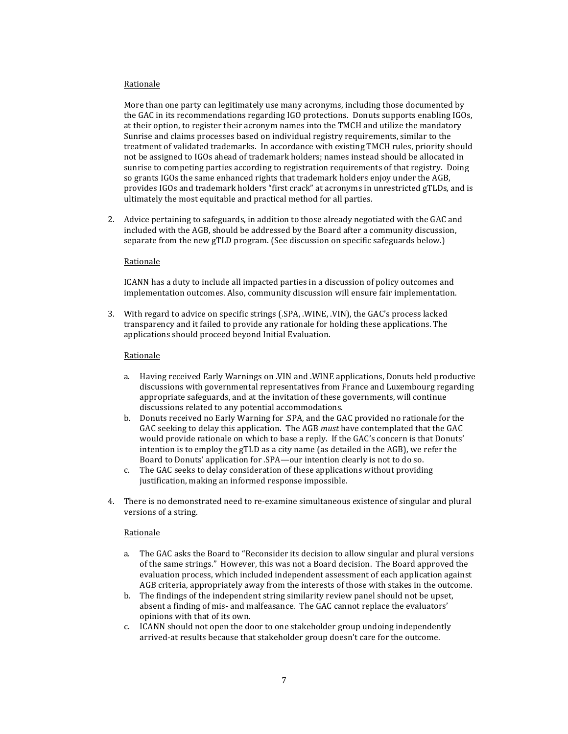Rationale

More than one party can legitimately use many acronyms, including those documented by the GAC in its recommendations regarding IGO protections. Donuts supports enabling IGOs, at their option, to register their acronym names into the TMCH and utilize the mandatory Sunrise and claims processes based on individual registry requirements, similar to the treatment of validated trademarks. In accordance with existing TMCH rules, priority should not be assigned to IGOs ahead of trademark holders; names instead should be allocated in sunrise to competing parties according to registration requirements of that registry. Doing so grants IGOs the same enhanced rights that trademark holders enjoy under the AGB, provides IGOs and trademark holders "first crack" at acronyms in unrestricted gTLDs, and is ultimately the most equitable and practical method for all parties.

2. Advice pertaining to safeguards, in addition to those already negotiated with the GAC and included with the AGB, should be addressed by the Board after a community discussion, separate from the new gTLD program. (See discussion on specific safeguards below.)

   Rationale

   ICANN has a duty to include all impacted parties in a discussion of policy outcomes and implementation outcomes. Also, community discussion will ensure fair implementation.

3. With regard to advice on specific strings (.SPA, .WINE, .VIN), the GAC's process lacked transparency and it failed to provide any rationale for holding these applications. The applications should proceed beyond Initial Evaluation.

   Rationale

   a. Having received Early Warnings on .VIN and .WINE applications, Donuts held productive discussions with governmental representatives from France and Luxembourg regarding appropriate safeguards, and at the invitation of these governments, will continue discussions related to any potential accommodations.
   b. Donuts received no Early Warning for .SPA, and the GAC provided no rationale for the GAC seeking to delay this application. The AGB *must* have contemplated that the GAC would provide rationale on which to base a reply. If the GAC's concern is that Donuts' intention is to employ the gTLD as a city name (as detailed in the AGB), we refer the Board to Donuts' application for .SPA—our intention clearly is not to do so.
   c. The GAC seeks to delay consideration of these applications without providing justification, making an informed response impossible.

4. There is no demonstrated need to re-examine simultaneous existence of singular and plural versions of a string.

   Rationale

   a. The GAC asks the Board to "Reconsider its decision to allow singular and plural versions of the same strings." However, this was not a Board decision. The Board approved the evaluation process, which included independent assessment of each application against AGB criteria, appropriately away from the interests of those with stakes in the outcome.
   b. The findings of the independent string similarity review panel should not be upset, absent a finding of mis- and malfeasance. The GAC cannot replace the evaluators' opinions with that of its own.
   c. ICANN should not open the door to one stakeholder group undoing independently arrived-at results because that stakeholder group doesn't care for the outcome.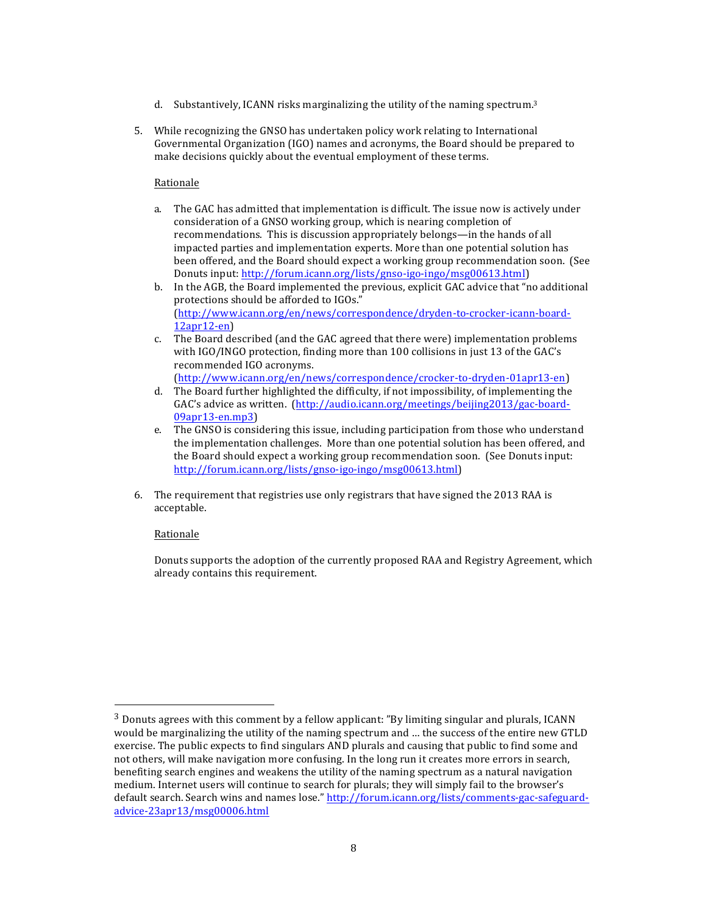d. Substantively, ICANN risks marginalizing the utility of the naming spectrum.[3]

5. While recognizing the GNSO has undertaken policy work relating to International Governmental Organization (IGO) names and acronyms, the Board should be prepared to make decisions quickly about the eventual employment of these terms.

   Rationale

   a. The GAC has admitted that implementation is difficult. The issue now is actively under consideration of a GNSO working group, which is nearing completion of recommendations. This is discussion appropriately belongs—in the hands of all impacted parties and implementation experts. More than one potential solution has been offered, and the Board should expect a working group recommendation soon. (See Donuts input: http://forum.icann.org/lists/gnso-igo-ingo/msg00613.html)
   b. In the AGB, the Board implemented the previous, explicit GAC advice that "no additional protections should be afforded to IGOs." (http://www.icann.org/en/news/correspondence/dryden-to-crocker-icann-board-12apr12-en)
   c. The Board described (and the GAC agreed that there were) implementation problems with IGO/INGO protection, finding more than 100 collisions in just 13 of the GAC's recommended IGO acronyms. (http://www.icann.org/en/news/correspondence/crocker-to-dryden-01apr13-en)
   d. The Board further highlighted the difficulty, if not impossibility, of implementing the GAC's advice as written. (http://audio.icann.org/meetings/beijing2013/gac-board-09apr13-en.mp3)
   e. The GNSO is considering this issue, including participation from those who understand the implementation challenges. More than one potential solution has been offered, and the Board should expect a working group recommendation soon. (See Donuts input: http://forum.icann.org/lists/gnso-igo-ingo/msg00613.html)

6. The requirement that registries use only registrars that have signed the 2013 RAA is acceptable.

   Rationale

   Donuts supports the adoption of the currently proposed RAA and Registry Agreement, which already contains this requirement.

---

[3] Donuts agrees with this comment by a fellow applicant: "By limiting singular and plurals, ICANN would be marginalizing the utility of the naming spectrum and … the success of the entire new GTLD exercise. The public expects to find singulars AND plurals and causing that public to find some and not others, will make navigation more confusing. In the long run it creates more errors in search, benefiting search engines and weakens the utility of the naming spectrum as a natural navigation medium. Internet users will continue to search for plurals; they will simply fail to the browser's default search. Search wins and names lose." http://forum.icann.org/lists/comments-gac-safeguard-advice-23apr13/msg00006.html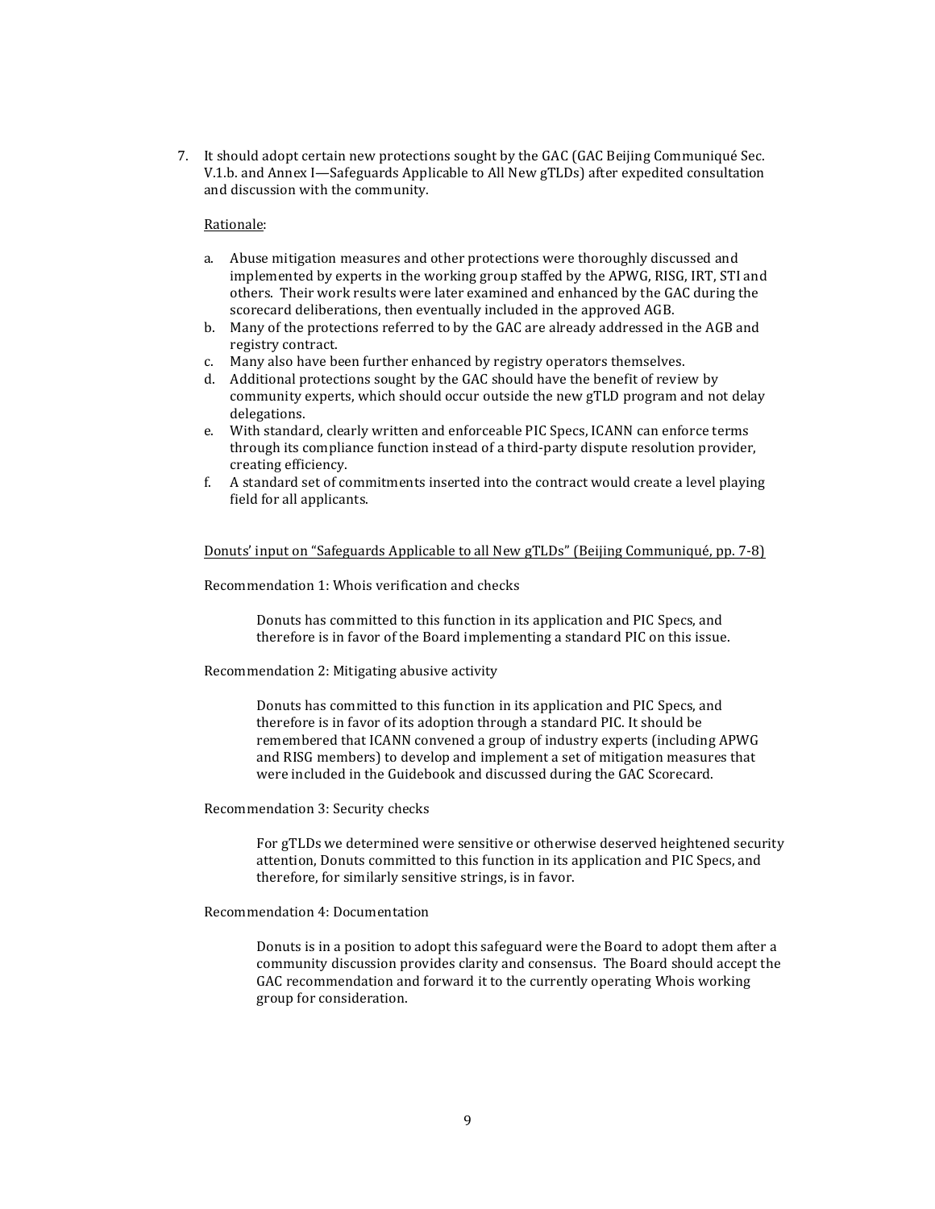7. It should adopt certain new protections sought by the GAC (GAC Beijing Communiqué Sec. V.1.b. and Annex I—Safeguards Applicable to All New gTLDs) after expedited consultation and discussion with the community.

   Rationale:

   a. Abuse mitigation measures and other protections were thoroughly discussed and implemented by experts in the working group staffed by the APWG, RISG, IRT, STI and others. Their work results were later examined and enhanced by the GAC during the scorecard deliberations, then eventually included in the approved AGB.
   b. Many of the protections referred to by the GAC are already addressed in the AGB and registry contract.
   c. Many also have been further enhanced by registry operators themselves.
   d. Additional protections sought by the GAC should have the benefit of review by community experts, which should occur outside the new gTLD program and not delay delegations.
   e. With standard, clearly written and enforceable PIC Specs, ICANN can enforce terms through its compliance function instead of a third-party dispute resolution provider, creating efficiency.
   f. A standard set of commitments inserted into the contract would create a level playing field for all applicants.

Donuts' input on "Safeguards Applicable to all New gTLDs" (Beijing Communiqué, pp. 7-8)

Recommendation 1: Whois verification and checks

> Donuts has committed to this function in its application and PIC Specs, and therefore is in favor of the Board implementing a standard PIC on this issue.

Recommendation 2: Mitigating abusive activity

> Donuts has committed to this function in its application and PIC Specs, and therefore is in favor of its adoption through a standard PIC. It should be remembered that ICANN convened a group of industry experts (including APWG and RISG members) to develop and implement a set of mitigation measures that were included in the Guidebook and discussed during the GAC Scorecard.

Recommendation 3: Security checks

> For gTLDs we determined were sensitive or otherwise deserved heightened security attention, Donuts committed to this function in its application and PIC Specs, and therefore, for similarly sensitive strings, is in favor.

Recommendation 4: Documentation

> Donuts is in a position to adopt this safeguard were the Board to adopt them after a community discussion provides clarity and consensus. The Board should accept the GAC recommendation and forward it to the currently operating Whois working group for consideration.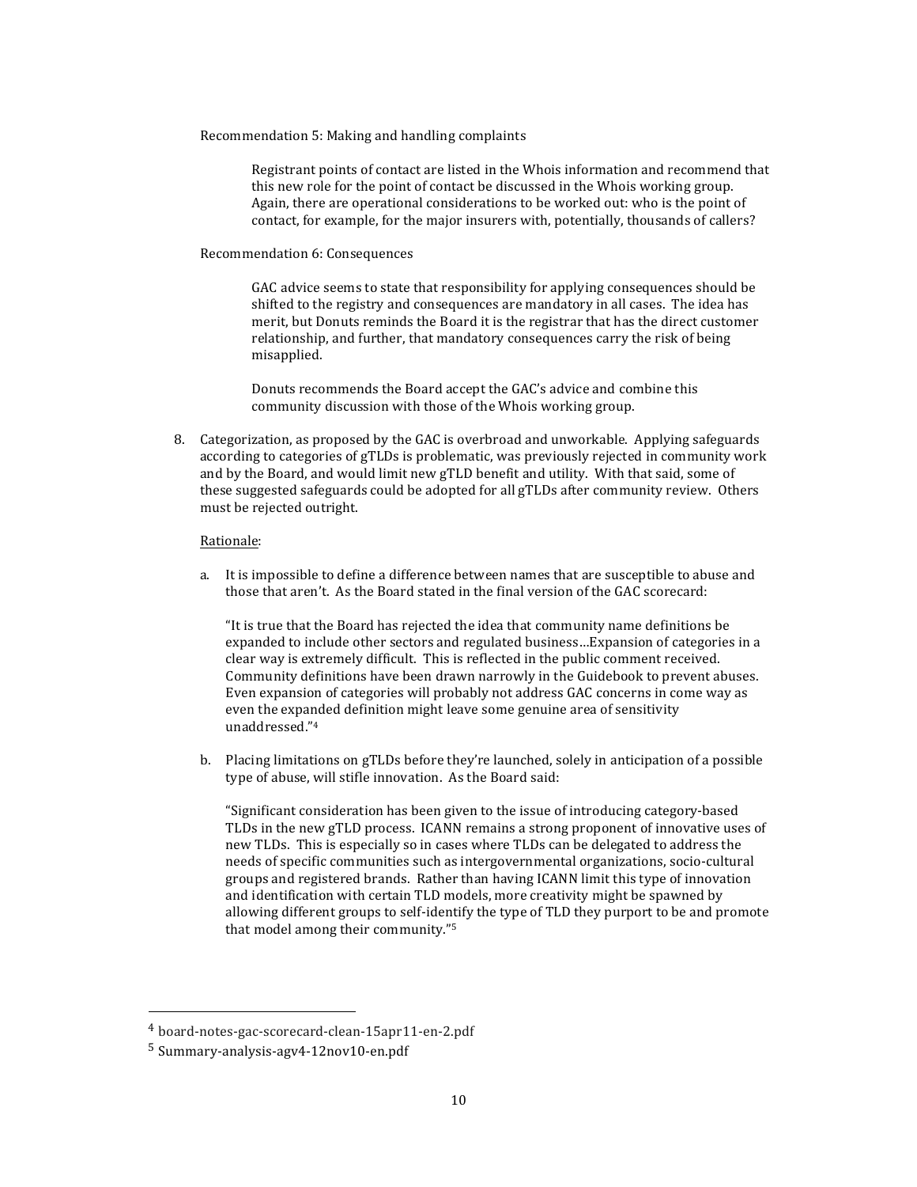Recommendation 5: Making and handling complaints

> Registrant points of contact are listed in the Whois information and recommend that this new role for the point of contact be discussed in the Whois working group. Again, there are operational considerations to be worked out: who is the point of contact, for example, for the major insurers with, potentially, thousands of callers?

Recommendation 6: Consequences

> GAC advice seems to state that responsibility for applying consequences should be shifted to the registry and consequences are mandatory in all cases. The idea has merit, but Donuts reminds the Board it is the registrar that has the direct customer relationship, and further, that mandatory consequences carry the risk of being misapplied.
>
> Donuts recommends the Board accept the GAC's advice and combine this community discussion with those of the Whois working group.

8. Categorization, as proposed by the GAC is overbroad and unworkable. Applying safeguards according to categories of gTLDs is problematic, was previously rejected in community work and by the Board, and would limit new gTLD benefit and utility. With that said, some of these suggested safeguards could be adopted for all gTLDs after community review. Others must be rejected outright.

   Rationale:

   a. It is impossible to define a difference between names that are susceptible to abuse and those that aren't. As the Board stated in the final version of the GAC scorecard:

      "It is true that the Board has rejected the idea that community name definitions be expanded to include other sectors and regulated business…Expansion of categories in a clear way is extremely difficult. This is reflected in the public comment received. Community definitions have been drawn narrowly in the Guidebook to prevent abuses. Even expansion of categories will probably not address GAC concerns in come way as even the expanded definition might leave some genuine area of sensitivity unaddressed."[4]

   b. Placing limitations on gTLDs before they're launched, solely in anticipation of a possible type of abuse, will stifle innovation. As the Board said:

      "Significant consideration has been given to the issue of introducing category-based TLDs in the new gTLD process. ICANN remains a strong proponent of innovative uses of new TLDs. This is especially so in cases where TLDs can be delegated to address the needs of specific communities such as intergovernmental organizations, socio-cultural groups and registered brands. Rather than having ICANN limit this type of innovation and identification with certain TLD models, more creativity might be spawned by allowing different groups to self-identify the type of TLD they purport to be and promote that model among their community."[5]

---

[4] board-notes-gac-scorecard-clean-15apr11-en-2.pdf

[5] Summary-analysis-agv4-12nov10-en.pdf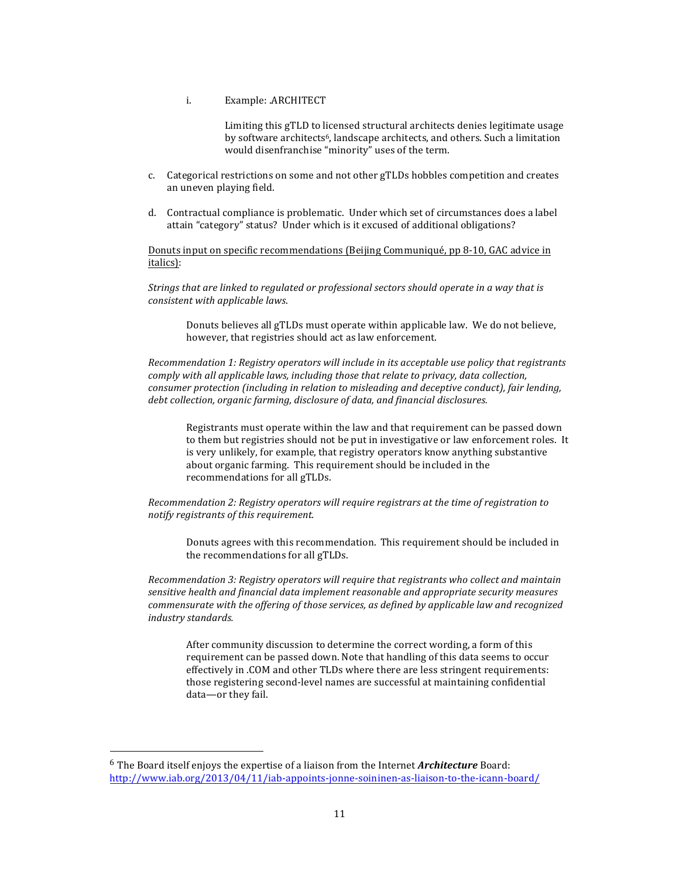i. Example: .ARCHITECT

   Limiting this gTLD to licensed structural architects denies legitimate usage by software architects[6], landscape architects, and others. Such a limitation would disenfranchise "minority" uses of the term.

c. Categorical restrictions on some and not other gTLDs hobbles competition and creates an uneven playing field.

d. Contractual compliance is problematic. Under which set of circumstances does a label attain "category" status? Under which is it excused of additional obligations?

<u>Donuts input on specific recommendations (Beijing Communiqué, pp 8-10, GAC advice in italics)</u>:

*Strings that are linked to regulated or professional sectors should operate in a way that is consistent with applicable laws.*

> Donuts believes all gTLDs must operate within applicable law. We do not believe, however, that registries should act as law enforcement.

*Recommendation 1: Registry operators will include in its acceptable use policy that registrants comply with all applicable laws, including those that relate to privacy, data collection, consumer protection (including in relation to misleading and deceptive conduct), fair lending, debt collection, organic farming, disclosure of data, and financial disclosures.*

> Registrants must operate within the law and that requirement can be passed down to them but registries should not be put in investigative or law enforcement roles. It is very unlikely, for example, that registry operators know anything substantive about organic farming. This requirement should be included in the recommendations for all gTLDs.

*Recommendation 2: Registry operators will require registrars at the time of registration to notify registrants of this requirement.*

> Donuts agrees with this recommendation. This requirement should be included in the recommendations for all gTLDs.

*Recommendation 3: Registry operators will require that registrants who collect and maintain sensitive health and financial data implement reasonable and appropriate security measures commensurate with the offering of those services, as defined by applicable law and recognized industry standards.*

> After community discussion to determine the correct wording, a form of this requirement can be passed down. Note that handling of this data seems to occur effectively in .COM and other TLDs where there are less stringent requirements: those registering second-level names are successful at maintaining confidential data—or they fail.

---

[6] The Board itself enjoys the expertise of a liaison from the Internet ***Architecture*** Board: http://www.iab.org/2013/04/11/iab-appoints-jonne-soininen-as-liaison-to-the-icann-board/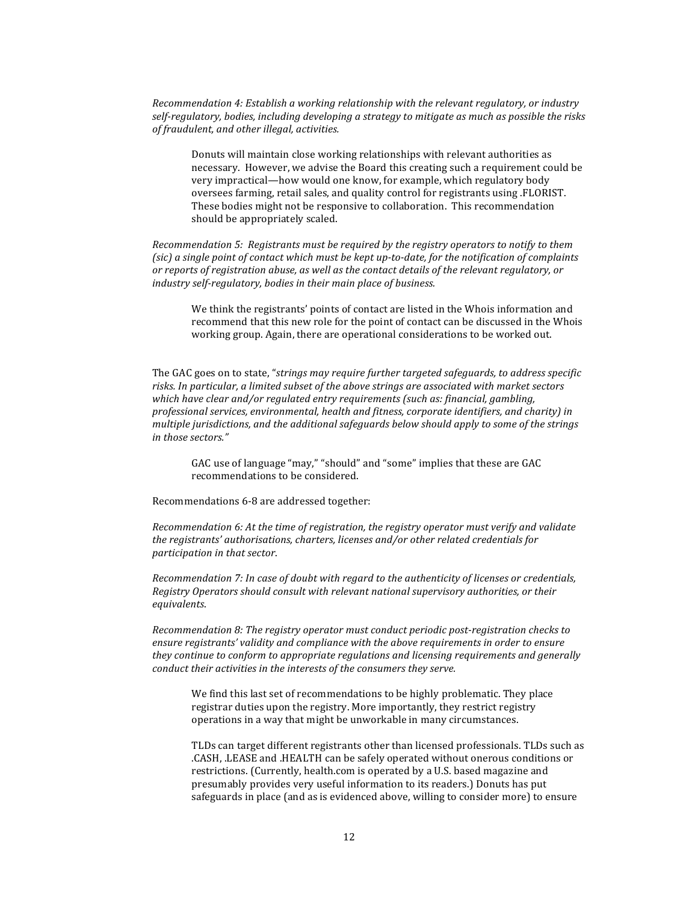*Recommendation 4: Establish a working relationship with the relevant regulatory, or industry self-regulatory, bodies, including developing a strategy to mitigate as much as possible the risks of fraudulent, and other illegal, activities.*

> Donuts will maintain close working relationships with relevant authorities as necessary. However, we advise the Board this creating such a requirement could be very impractical—how would one know, for example, which regulatory body oversees farming, retail sales, and quality control for registrants using .FLORIST. These bodies might not be responsive to collaboration. This recommendation should be appropriately scaled.

*Recommendation 5: Registrants must be required by the registry operators to notify to them (sic) a single point of contact which must be kept up-to-date, for the notification of complaints or reports of registration abuse, as well as the contact details of the relevant regulatory, or industry self-regulatory, bodies in their main place of business.*

> We think the registrants' points of contact are listed in the Whois information and recommend that this new role for the point of contact can be discussed in the Whois working group. Again, there are operational considerations to be worked out.

The GAC goes on to state, "*strings may require further targeted safeguards, to address specific risks. In particular, a limited subset of the above strings are associated with market sectors which have clear and/or regulated entry requirements (such as: financial, gambling, professional services, environmental, health and fitness, corporate identifiers, and charity) in multiple jurisdictions, and the additional safeguards below should apply to some of the strings in those sectors.*"

> GAC use of language "may," "should" and "some" implies that these are GAC recommendations to be considered.

Recommendations 6-8 are addressed together:

*Recommendation 6: At the time of registration, the registry operator must verify and validate the registrants' authorisations, charters, licenses and/or other related credentials for participation in that sector.*

*Recommendation 7: In case of doubt with regard to the authenticity of licenses or credentials, Registry Operators should consult with relevant national supervisory authorities, or their equivalents.*

*Recommendation 8: The registry operator must conduct periodic post-registration checks to ensure registrants' validity and compliance with the above requirements in order to ensure they continue to conform to appropriate regulations and licensing requirements and generally conduct their activities in the interests of the consumers they serve.*

> We find this last set of recommendations to be highly problematic. They place registrar duties upon the registry. More importantly, they restrict registry operations in a way that might be unworkable in many circumstances.
>
> TLDs can target different registrants other than licensed professionals. TLDs such as .CASH, .LEASE and .HEALTH can be safely operated without onerous conditions or restrictions. (Currently, health.com is operated by a U.S. based magazine and presumably provides very useful information to its readers.) Donuts has put safeguards in place (and as is evidenced above, willing to consider more) to ensure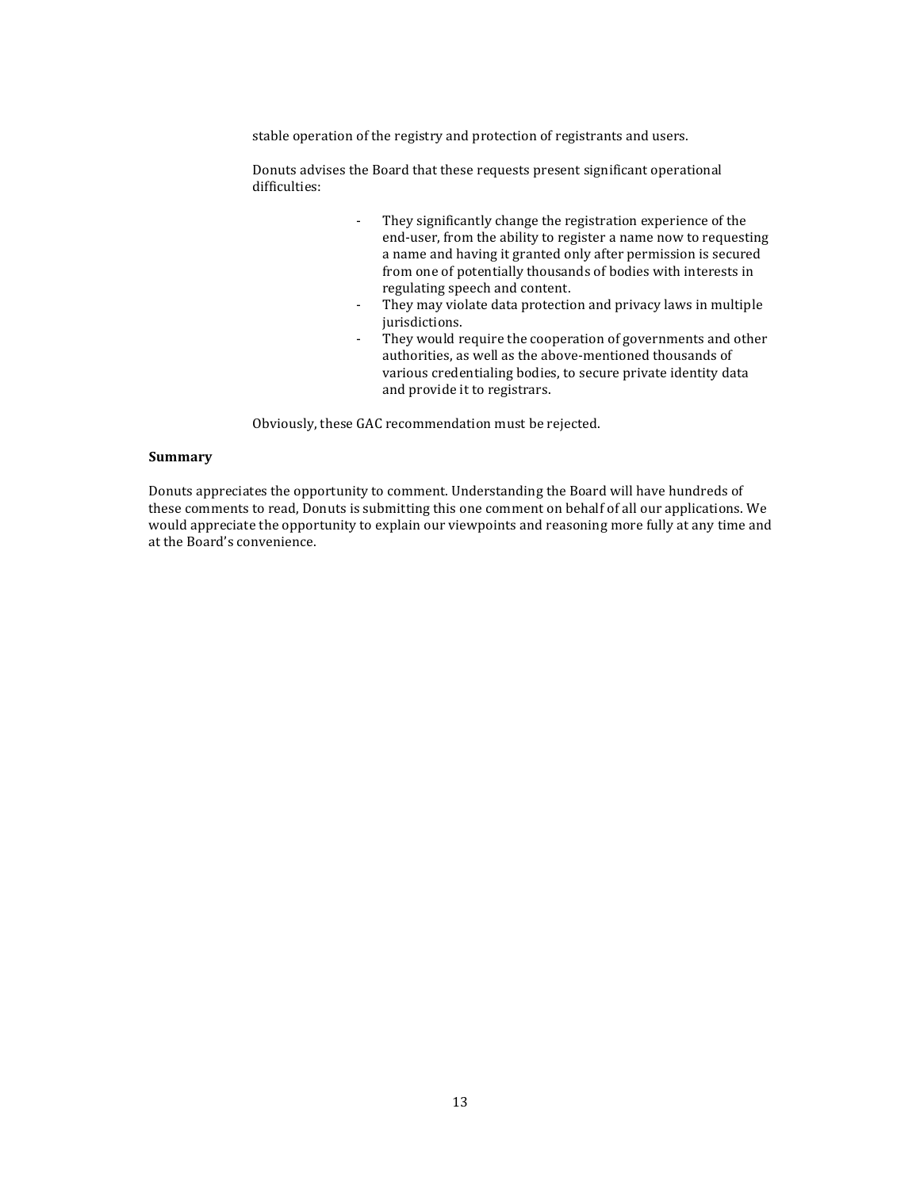stable operation of the registry and protection of registrants and users.

Donuts advises the Board that these requests present significant operational difficulties:

- They significantly change the registration experience of the end-user, from the ability to register a name now to requesting a name and having it granted only after permission is secured from one of potentially thousands of bodies with interests in regulating speech and content.
- They may violate data protection and privacy laws in multiple jurisdictions.
- They would require the cooperation of governments and other authorities, as well as the above-mentioned thousands of various credentialing bodies, to secure private identity data and provide it to registrars.

Obviously, these GAC recommendation must be rejected.

**Summary**

Donuts appreciates the opportunity to comment. Understanding the Board will have hundreds of these comments to read, Donuts is submitting this one comment on behalf of all our applications. We would appreciate the opportunity to explain our viewpoints and reasoning more fully at any time and at the Board's convenience.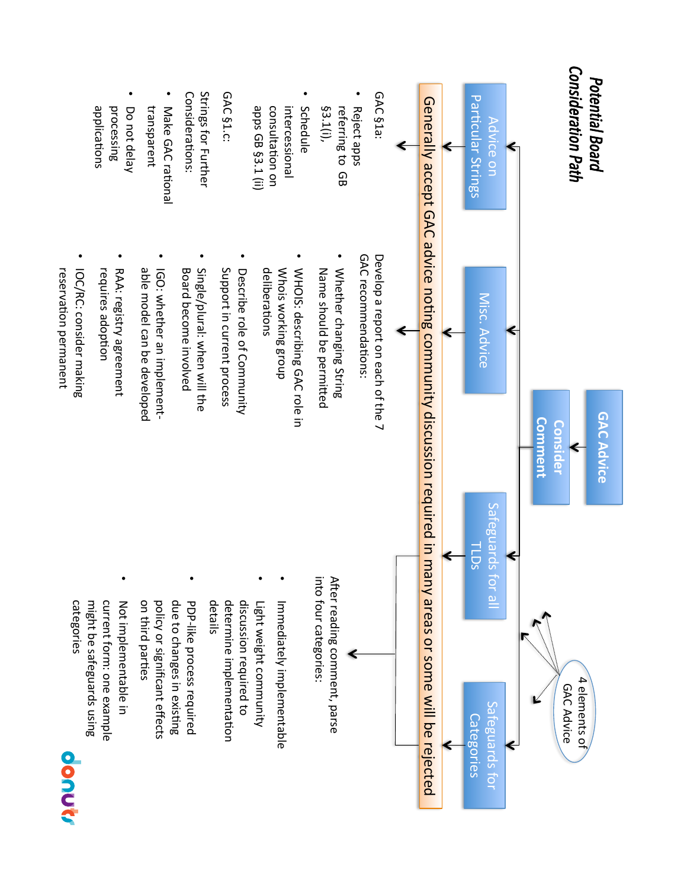# Potential Board Consideration Path

**GAC Advice** → **Consider Comment**

4 elements of GAC Advice:

- Advice on Particular Strings
- Misc. Advice
- Safeguards for all TLDs
- Safeguards for Categories

**Generally accept GAC advice noting community discussion required in many areas or some will be rejected**

## Advice on Particular Strings

GAC §1a:

- Reject apps referring to GB §3.1(i),
- Schedule intercessional consultation on apps GB §3.1 (ii)

GAC §1.c:

Strings for Further Considerations:

- Make GAC rational transparent
- Do not delay processing applications

## Misc. Advice

Develop a report on each of the 7 GAC recommendations:

- Whether changing String Name should be permitted
- WHOIS: describing GAC role in Whois working group deliberations
- Describe role of Community Support in current process
- Single/plural: when will the Board become involved
- IGO: whether an implement-able model can be developed
- RAA: registry agreement requires adoption
- IOC/RC: consider making reservation permanent

## Safeguards for all TLDs / Safeguards for Categories

After reading comment, parse into four categories:

- Immediately implementable
- Light weight community discussion required to determine implementation details
- PDP-like process required due to changes in existing policy or significant effects on third parties
- Not implementable in current form: one example might be safeguards using categories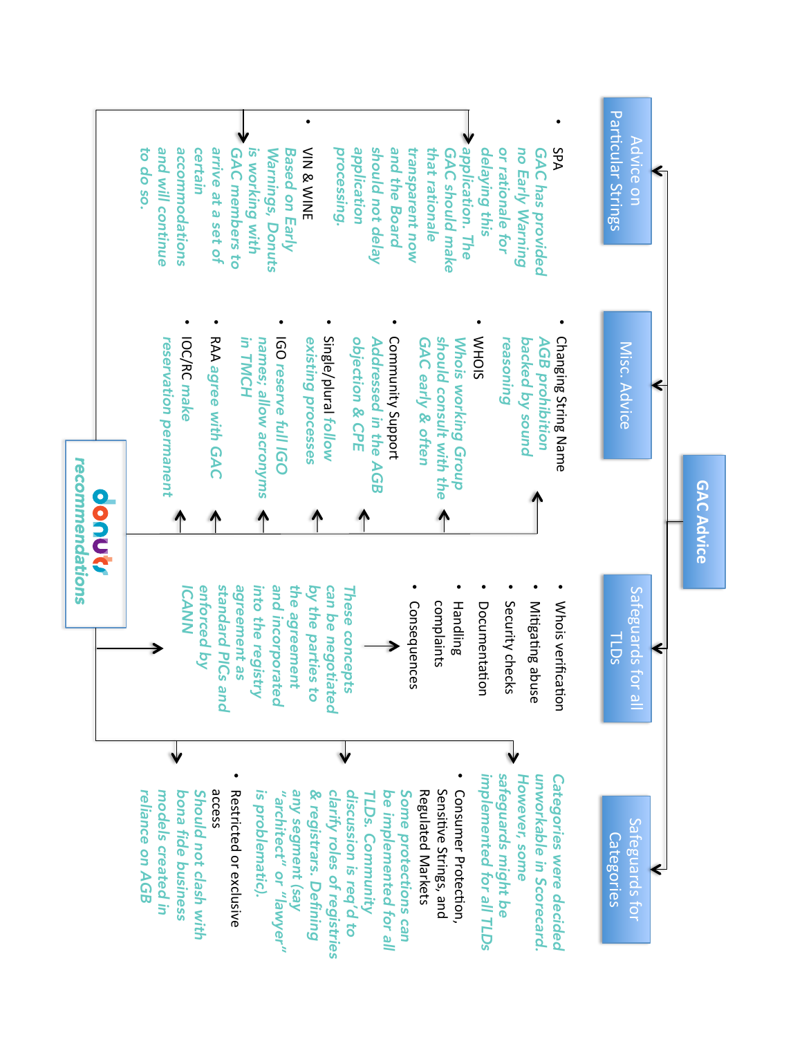# GAC Advice

## Advice on Particular Strings

- SPA
  *GAC has provided no Early Warning or rationale for delaying this application. The GAC should make that rationale transparent now and the Board should not delay application processing.*
- VIN & WINE
  *Based on Early Warnings, Donuts is working with GAC members to arrive at a set of certain accommodations and will continue to do so.*

## Misc. Advice

- Changing String Name
  *AGB prohibition backed by sound reasoning*
- WHOIS
  *Whois working Group should consult with the GAC early & often*
- Community Support
  *Addressed in the AGB objection & CPE*
- Single/plural *follow existing processes*
- IGO *reserve full IGO names; allow acronyms in TMCH*
- RAA *agree with GAC*
- IOC/RC *make reservation permanent*

## Safeguards for all TLDs

- Whois verification
- Mitigating abuse
- Security checks
- Documentation
- Handling complaints
- Consequences

*These concepts can be negotiated by the parties to the agreement and incorporated into the registry agreement as standard PICs and enforced by ICANN*

## Safeguards for Categories

*Categories were decided unworkable in Scorecard. However, some safeguards might be implemented for all TLDs*

- Consumer Protection, Sensitive Strings, and Regulated Markets
  *Some protections can be implemented for all TLDs. Community discussion is req'd to clarify roles of registries & registrars. Defining any segment (say "architect" or "lawyer" is problematic).*
- Restricted or exclusive access
  *Should not clash with bona fide business models created in reliance on AGB*

**donuts recommendations**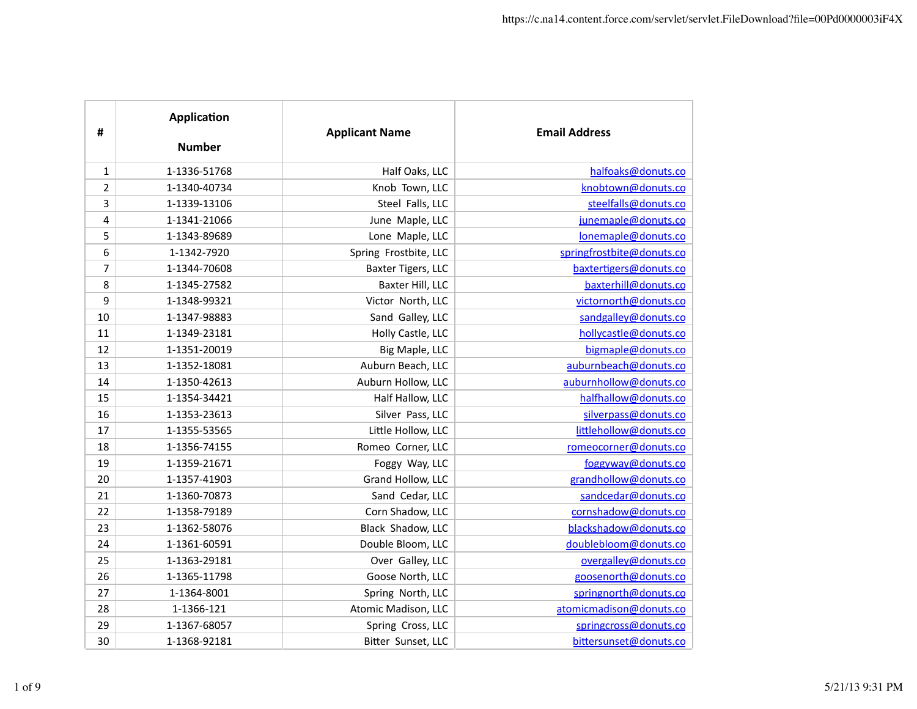| # | Application Number | Applicant Name | Email Address |
|---|---|---|---|
| 1 | 1-1336-51768 | Half Oaks, LLC | halfoaks@donuts.co |
| 2 | 1-1340-40734 | Knob Town, LLC | knobtown@donuts.co |
| 3 | 1-1339-13106 | Steel Falls, LLC | steelfalls@donuts.co |
| 4 | 1-1341-21066 | June Maple, LLC | junemaple@donuts.co |
| 5 | 1-1343-89689 | Lone Maple, LLC | lonemaple@donuts.co |
| 6 | 1-1342-7920 | Spring Frostbite, LLC | springfrostbite@donuts.co |
| 7 | 1-1344-70608 | Baxter Tigers, LLC | baxtertigers@donuts.co |
| 8 | 1-1345-27582 | Baxter Hill, LLC | baxterhill@donuts.co |
| 9 | 1-1348-99321 | Victor North, LLC | victornorth@donuts.co |
| 10 | 1-1347-98883 | Sand Galley, LLC | sandgalley@donuts.co |
| 11 | 1-1349-23181 | Holly Castle, LLC | hollycastle@donuts.co |
| 12 | 1-1351-20019 | Big Maple, LLC | bigmaple@donuts.co |
| 13 | 1-1352-18081 | Auburn Beach, LLC | auburnbeach@donuts.co |
| 14 | 1-1350-42613 | Auburn Hollow, LLC | auburnhollow@donuts.co |
| 15 | 1-1354-34421 | Half Hallow, LLC | halfhallow@donuts.co |
| 16 | 1-1353-23613 | Silver Pass, LLC | silverpass@donuts.co |
| 17 | 1-1355-53565 | Little Hollow, LLC | littlehollow@donuts.co |
| 18 | 1-1356-74155 | Romeo Corner, LLC | romeocorner@donuts.co |
| 19 | 1-1359-21671 | Foggy Way, LLC | foggyway@donuts.co |
| 20 | 1-1357-41903 | Grand Hollow, LLC | grandhollow@donuts.co |
| 21 | 1-1360-70873 | Sand Cedar, LLC | sandcedar@donuts.co |
| 22 | 1-1358-79189 | Corn Shadow, LLC | cornshadow@donuts.co |
| 23 | 1-1362-58076 | Black Shadow, LLC | blackshadow@donuts.co |
| 24 | 1-1361-60591 | Double Bloom, LLC | doublebloom@donuts.co |
| 25 | 1-1363-29181 | Over Galley, LLC | overgalley@donuts.co |
| 26 | 1-1365-11798 | Goose North, LLC | goosenorth@donuts.co |
| 27 | 1-1364-8001 | Spring North, LLC | springnorth@donuts.co |
| 28 | 1-1366-121 | Atomic Madison, LLC | atomicmadison@donuts.co |
| 29 | 1-1367-68057 | Spring Cross, LLC | springcross@donuts.co |
| 30 | 1-1368-92181 | Bitter Sunset, LLC | bittersunset@donuts.co |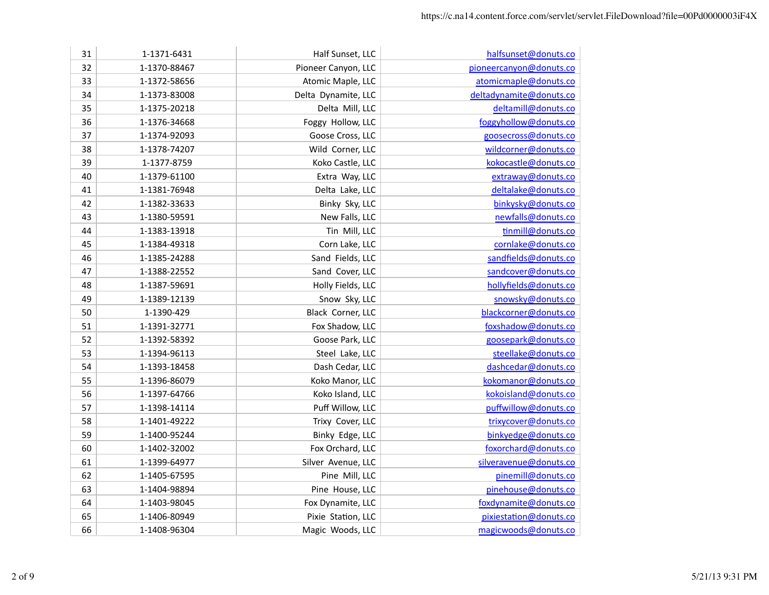| 31 | 1-1371-6431 | Half Sunset, LLC | halfsunset@donuts.co |
|---|---|---|---|
| 32 | 1-1370-88467 | Pioneer Canyon, LLC | pioneercanyon@donuts.co |
| 33 | 1-1372-58656 | Atomic Maple, LLC | atomicmaple@donuts.co |
| 34 | 1-1373-83008 | Delta Dynamite, LLC | deltadynamite@donuts.co |
| 35 | 1-1375-20218 | Delta Mill, LLC | deltamill@donuts.co |
| 36 | 1-1376-34668 | Foggy Hollow, LLC | foggyhollow@donuts.co |
| 37 | 1-1374-92093 | Goose Cross, LLC | goosecross@donuts.co |
| 38 | 1-1378-74207 | Wild Corner, LLC | wildcorner@donuts.co |
| 39 | 1-1377-8759 | Koko Castle, LLC | kokocastle@donuts.co |
| 40 | 1-1379-61100 | Extra Way, LLC | extraway@donuts.co |
| 41 | 1-1381-76948 | Delta Lake, LLC | deltalake@donuts.co |
| 42 | 1-1382-33633 | Binky Sky, LLC | binkysky@donuts.co |
| 43 | 1-1380-59591 | New Falls, LLC | newfalls@donuts.co |
| 44 | 1-1383-13918 | Tin Mill, LLC | tinmill@donuts.co |
| 45 | 1-1384-49318 | Corn Lake, LLC | cornlake@donuts.co |
| 46 | 1-1385-24288 | Sand Fields, LLC | sandfields@donuts.co |
| 47 | 1-1388-22552 | Sand Cover, LLC | sandcover@donuts.co |
| 48 | 1-1387-59691 | Holly Fields, LLC | hollyfields@donuts.co |
| 49 | 1-1389-12139 | Snow Sky, LLC | snowsky@donuts.co |
| 50 | 1-1390-429 | Black Corner, LLC | blackcorner@donuts.co |
| 51 | 1-1391-32771 | Fox Shadow, LLC | foxshadow@donuts.co |
| 52 | 1-1392-58392 | Goose Park, LLC | goosepark@donuts.co |
| 53 | 1-1394-96113 | Steel Lake, LLC | steellake@donuts.co |
| 54 | 1-1393-18458 | Dash Cedar, LLC | dashcedar@donuts.co |
| 55 | 1-1396-86079 | Koko Manor, LLC | kokomanor@donuts.co |
| 56 | 1-1397-64766 | Koko Island, LLC | kokoisland@donuts.co |
| 57 | 1-1398-14114 | Puff Willow, LLC | puffwillow@donuts.co |
| 58 | 1-1401-49222 | Trixy Cover, LLC | trixycover@donuts.co |
| 59 | 1-1400-95244 | Binky Edge, LLC | binkyedge@donuts.co |
| 60 | 1-1402-32002 | Fox Orchard, LLC | foxorchard@donuts.co |
| 61 | 1-1399-64977 | Silver Avenue, LLC | silveravenue@donuts.co |
| 62 | 1-1405-67595 | Pine Mill, LLC | pinemill@donuts.co |
| 63 | 1-1404-98894 | Pine House, LLC | pinehouse@donuts.co |
| 64 | 1-1403-98045 | Fox Dynamite, LLC | foxdynamite@donuts.co |
| 65 | 1-1406-80949 | Pixie Station, LLC | pixiestation@donuts.co |
| 66 | 1-1408-96304 | Magic Woods, LLC | magicwoods@donuts.co |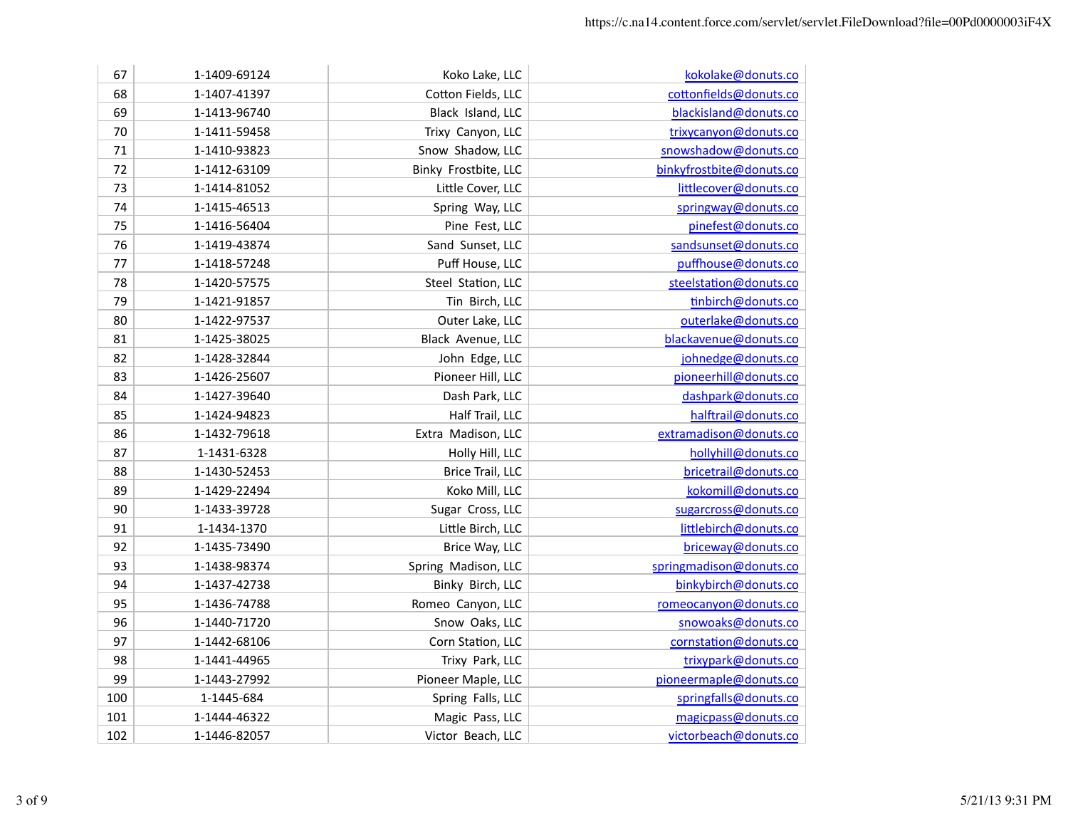| 67 | 1-1409-69124 | Koko Lake, LLC | kokolake@donuts.co |
|---|---|---|---|
| 68 | 1-1407-41397 | Cotton Fields, LLC | cottonfields@donuts.co |
| 69 | 1-1413-96740 | Black Island, LLC | blackisland@donuts.co |
| 70 | 1-1411-59458 | Trixy Canyon, LLC | trixycanyon@donuts.co |
| 71 | 1-1410-93823 | Snow Shadow, LLC | snowshadow@donuts.co |
| 72 | 1-1412-63109 | Binky Frostbite, LLC | binkyfrostbite@donuts.co |
| 73 | 1-1414-81052 | Little Cover, LLC | littlecover@donuts.co |
| 74 | 1-1415-46513 | Spring Way, LLC | springway@donuts.co |
| 75 | 1-1416-56404 | Pine Fest, LLC | pinefest@donuts.co |
| 76 | 1-1419-43874 | Sand Sunset, LLC | sandsunset@donuts.co |
| 77 | 1-1418-57248 | Puff House, LLC | puffhouse@donuts.co |
| 78 | 1-1420-57575 | Steel Station, LLC | steelstation@donuts.co |
| 79 | 1-1421-91857 | Tin Birch, LLC | tinbirch@donuts.co |
| 80 | 1-1422-97537 | Outer Lake, LLC | outerlake@donuts.co |
| 81 | 1-1425-38025 | Black Avenue, LLC | blackavenue@donuts.co |
| 82 | 1-1428-32844 | John Edge, LLC | johnedge@donuts.co |
| 83 | 1-1426-25607 | Pioneer Hill, LLC | pioneerhill@donuts.co |
| 84 | 1-1427-39640 | Dash Park, LLC | dashpark@donuts.co |
| 85 | 1-1424-94823 | Half Trail, LLC | halftrail@donuts.co |
| 86 | 1-1432-79618 | Extra Madison, LLC | extramadison@donuts.co |
| 87 | 1-1431-6328 | Holly Hill, LLC | hollyhill@donuts.co |
| 88 | 1-1430-52453 | Brice Trail, LLC | bricetrail@donuts.co |
| 89 | 1-1429-22494 | Koko Mill, LLC | kokomill@donuts.co |
| 90 | 1-1433-39728 | Sugar Cross, LLC | sugarcross@donuts.co |
| 91 | 1-1434-1370 | Little Birch, LLC | littlebirch@donuts.co |
| 92 | 1-1435-73490 | Brice Way, LLC | briceway@donuts.co |
| 93 | 1-1438-98374 | Spring Madison, LLC | springmadison@donuts.co |
| 94 | 1-1437-42738 | Binky Birch, LLC | binkybirch@donuts.co |
| 95 | 1-1436-74788 | Romeo Canyon, LLC | romeocanyon@donuts.co |
| 96 | 1-1440-71720 | Snow Oaks, LLC | snowoaks@donuts.co |
| 97 | 1-1442-68106 | Corn Station, LLC | cornstation@donuts.co |
| 98 | 1-1441-44965 | Trixy Park, LLC | trixypark@donuts.co |
| 99 | 1-1443-27992 | Pioneer Maple, LLC | pioneermaple@donuts.co |
| 100 | 1-1445-684 | Spring Falls, LLC | springfalls@donuts.co |
| 101 | 1-1444-46322 | Magic Pass, LLC | magicpass@donuts.co |
| 102 | 1-1446-82057 | Victor Beach, LLC | victorbeach@donuts.co |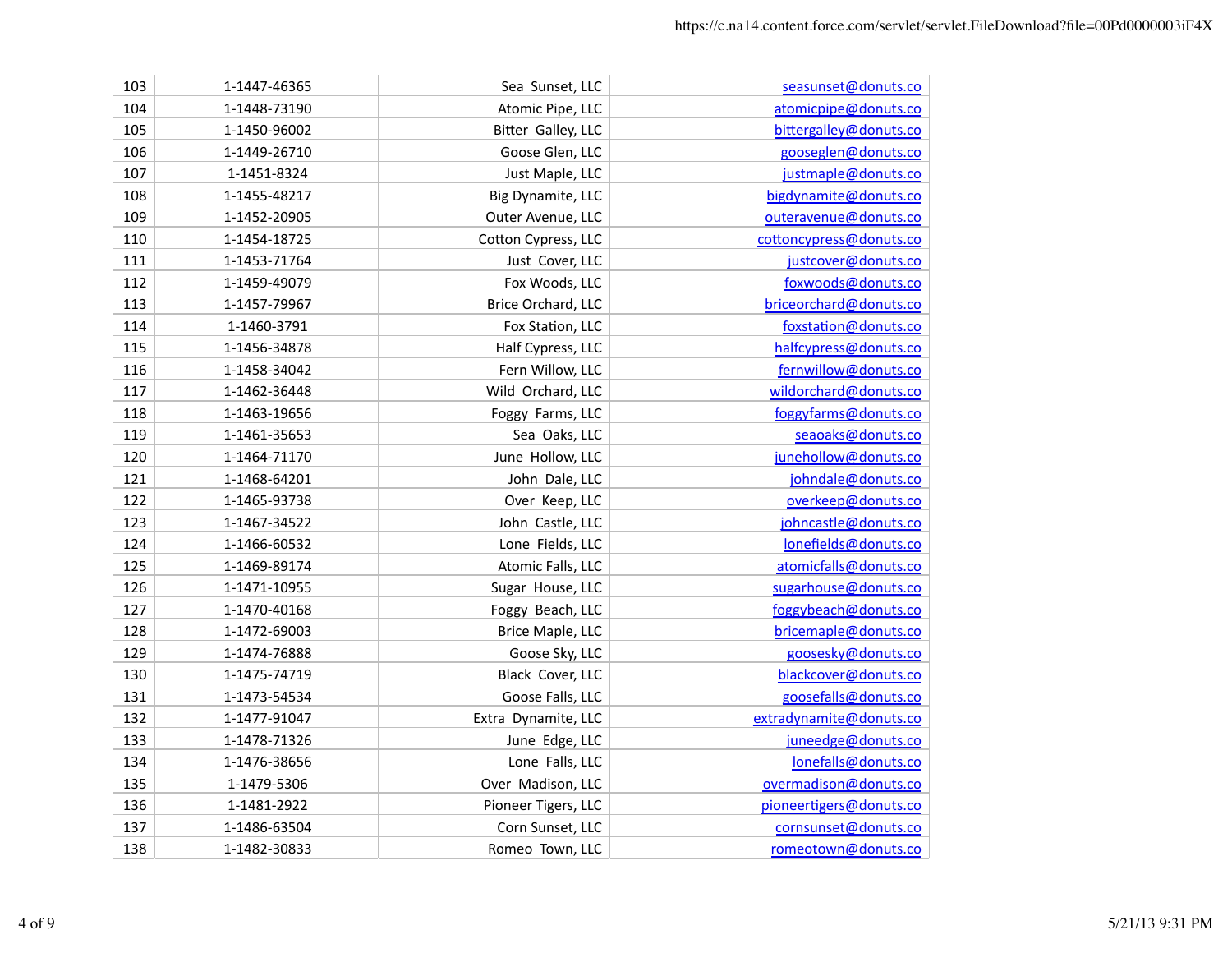| | | | |
|---|---|---|---|
| 103 | 1-1447-46365 | Sea Sunset, LLC | seasunset@donuts.co |
| 104 | 1-1448-73190 | Atomic Pipe, LLC | atomicpipe@donuts.co |
| 105 | 1-1450-96002 | Bitter Galley, LLC | bittergalley@donuts.co |
| 106 | 1-1449-26710 | Goose Glen, LLC | gooseglen@donuts.co |
| 107 | 1-1451-8324 | Just Maple, LLC | justmaple@donuts.co |
| 108 | 1-1455-48217 | Big Dynamite, LLC | bigdynamite@donuts.co |
| 109 | 1-1452-20905 | Outer Avenue, LLC | outeravenue@donuts.co |
| 110 | 1-1454-18725 | Cotton Cypress, LLC | cottoncypress@donuts.co |
| 111 | 1-1453-71764 | Just Cover, LLC | justcover@donuts.co |
| 112 | 1-1459-49079 | Fox Woods, LLC | foxwoods@donuts.co |
| 113 | 1-1457-79967 | Brice Orchard, LLC | briceorchard@donuts.co |
| 114 | 1-1460-3791 | Fox Station, LLC | foxstation@donuts.co |
| 115 | 1-1456-34878 | Half Cypress, LLC | halfcypress@donuts.co |
| 116 | 1-1458-34042 | Fern Willow, LLC | fernwillow@donuts.co |
| 117 | 1-1462-36448 | Wild Orchard, LLC | wildorchard@donuts.co |
| 118 | 1-1463-19656 | Foggy Farms, LLC | foggyfarms@donuts.co |
| 119 | 1-1461-35653 | Sea Oaks, LLC | seaoaks@donuts.co |
| 120 | 1-1464-71170 | June Hollow, LLC | junehollow@donuts.co |
| 121 | 1-1468-64201 | John Dale, LLC | johndale@donuts.co |
| 122 | 1-1465-93738 | Over Keep, LLC | overkeep@donuts.co |
| 123 | 1-1467-34522 | John Castle, LLC | johncastle@donuts.co |
| 124 | 1-1466-60532 | Lone Fields, LLC | lonefields@donuts.co |
| 125 | 1-1469-89174 | Atomic Falls, LLC | atomicfalls@donuts.co |
| 126 | 1-1471-10955 | Sugar House, LLC | sugarhouse@donuts.co |
| 127 | 1-1470-40168 | Foggy Beach, LLC | foggybeach@donuts.co |
| 128 | 1-1472-69003 | Brice Maple, LLC | bricemaple@donuts.co |
| 129 | 1-1474-76888 | Goose Sky, LLC | goosesky@donuts.co |
| 130 | 1-1475-74719 | Black Cover, LLC | blackcover@donuts.co |
| 131 | 1-1473-54534 | Goose Falls, LLC | goosefalls@donuts.co |
| 132 | 1-1477-91047 | Extra Dynamite, LLC | extradynamite@donuts.co |
| 133 | 1-1478-71326 | June Edge, LLC | juneedge@donuts.co |
| 134 | 1-1476-38656 | Lone Falls, LLC | lonefalls@donuts.co |
| 135 | 1-1479-5306 | Over Madison, LLC | overmadison@donuts.co |
| 136 | 1-1481-2922 | Pioneer Tigers, LLC | pioneertigers@donuts.co |
| 137 | 1-1486-63504 | Corn Sunset, LLC | cornsunset@donuts.co |
| 138 | 1-1482-30833 | Romeo Town, LLC | romeotown@donuts.co |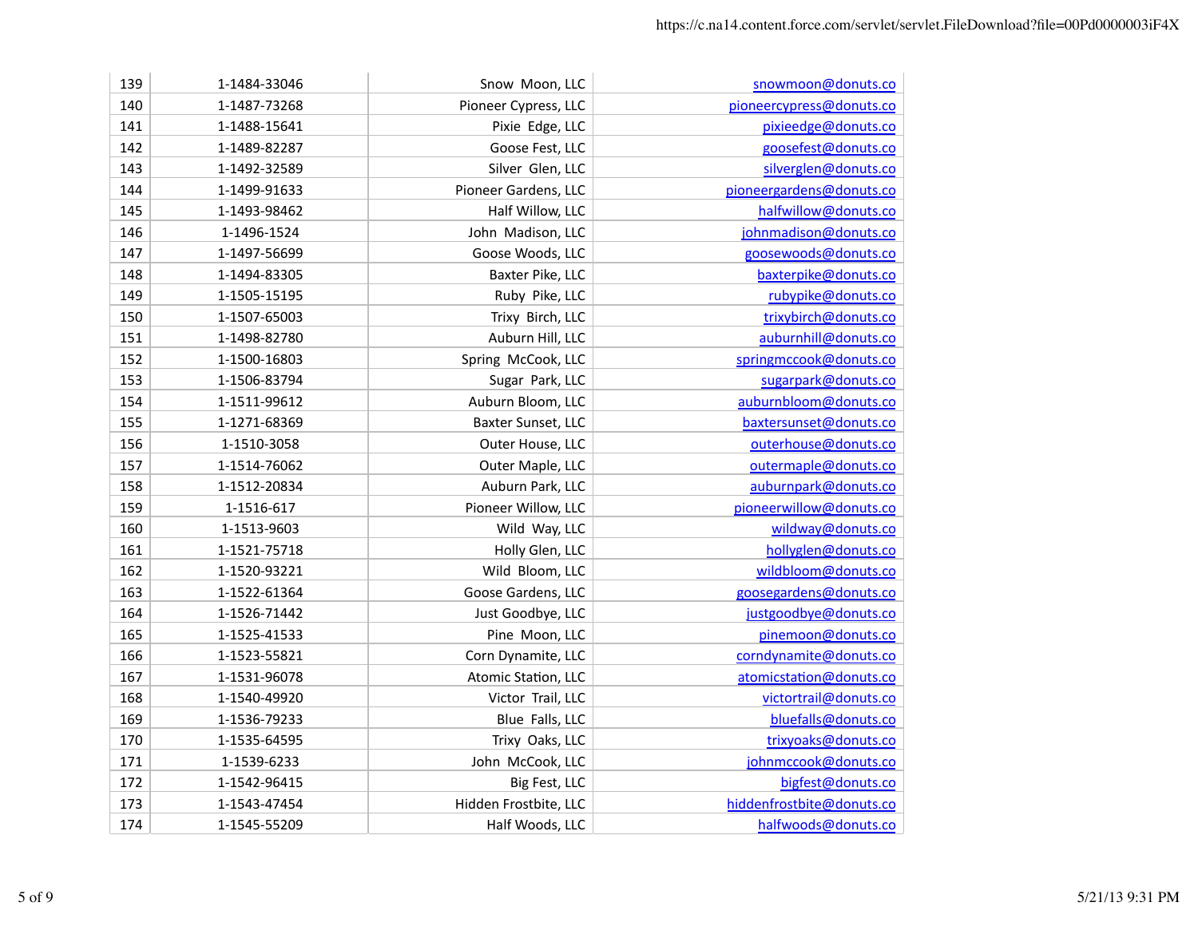| | | | |
|---|---|---|---|
| 139 | 1-1484-33046 | Snow Moon, LLC | snowmoon@donuts.co |
| 140 | 1-1487-73268 | Pioneer Cypress, LLC | pioneercypress@donuts.co |
| 141 | 1-1488-15641 | Pixie Edge, LLC | pixieedge@donuts.co |
| 142 | 1-1489-82287 | Goose Fest, LLC | goosefest@donuts.co |
| 143 | 1-1492-32589 | Silver Glen, LLC | silverglen@donuts.co |
| 144 | 1-1499-91633 | Pioneer Gardens, LLC | pioneergardens@donuts.co |
| 145 | 1-1493-98462 | Half Willow, LLC | halfwillow@donuts.co |
| 146 | 1-1496-1524 | John Madison, LLC | johnmadison@donuts.co |
| 147 | 1-1497-56699 | Goose Woods, LLC | goosewoods@donuts.co |
| 148 | 1-1494-83305 | Baxter Pike, LLC | baxterpike@donuts.co |
| 149 | 1-1505-15195 | Ruby Pike, LLC | rubypike@donuts.co |
| 150 | 1-1507-65003 | Trixy Birch, LLC | trixybirch@donuts.co |
| 151 | 1-1498-82780 | Auburn Hill, LLC | auburnhill@donuts.co |
| 152 | 1-1500-16803 | Spring McCook, LLC | springmccook@donuts.co |
| 153 | 1-1506-83794 | Sugar Park, LLC | sugarpark@donuts.co |
| 154 | 1-1511-99612 | Auburn Bloom, LLC | auburnbloom@donuts.co |
| 155 | 1-1271-68369 | Baxter Sunset, LLC | baxtersunset@donuts.co |
| 156 | 1-1510-3058 | Outer House, LLC | outerhouse@donuts.co |
| 157 | 1-1514-76062 | Outer Maple, LLC | outermaple@donuts.co |
| 158 | 1-1512-20834 | Auburn Park, LLC | auburnpark@donuts.co |
| 159 | 1-1516-617 | Pioneer Willow, LLC | pioneerwillow@donuts.co |
| 160 | 1-1513-9603 | Wild Way, LLC | wildway@donuts.co |
| 161 | 1-1521-75718 | Holly Glen, LLC | hollyglen@donuts.co |
| 162 | 1-1520-93221 | Wild Bloom, LLC | wildbloom@donuts.co |
| 163 | 1-1522-61364 | Goose Gardens, LLC | goosegardens@donuts.co |
| 164 | 1-1526-71442 | Just Goodbye, LLC | justgoodbye@donuts.co |
| 165 | 1-1525-41533 | Pine Moon, LLC | pinemoon@donuts.co |
| 166 | 1-1523-55821 | Corn Dynamite, LLC | corndynamite@donuts.co |
| 167 | 1-1531-96078 | Atomic Station, LLC | atomicstation@donuts.co |
| 168 | 1-1540-49920 | Victor Trail, LLC | victortrail@donuts.co |
| 169 | 1-1536-79233 | Blue Falls, LLC | bluefalls@donuts.co |
| 170 | 1-1535-64595 | Trixy Oaks, LLC | trixyoaks@donuts.co |
| 171 | 1-1539-6233 | John McCook, LLC | johnmccook@donuts.co |
| 172 | 1-1542-96415 | Big Fest, LLC | bigfest@donuts.co |
| 173 | 1-1543-47454 | Hidden Frostbite, LLC | hiddenfrostbite@donuts.co |
| 174 | 1-1545-55209 | Half Woods, LLC | halfwoods@donuts.co |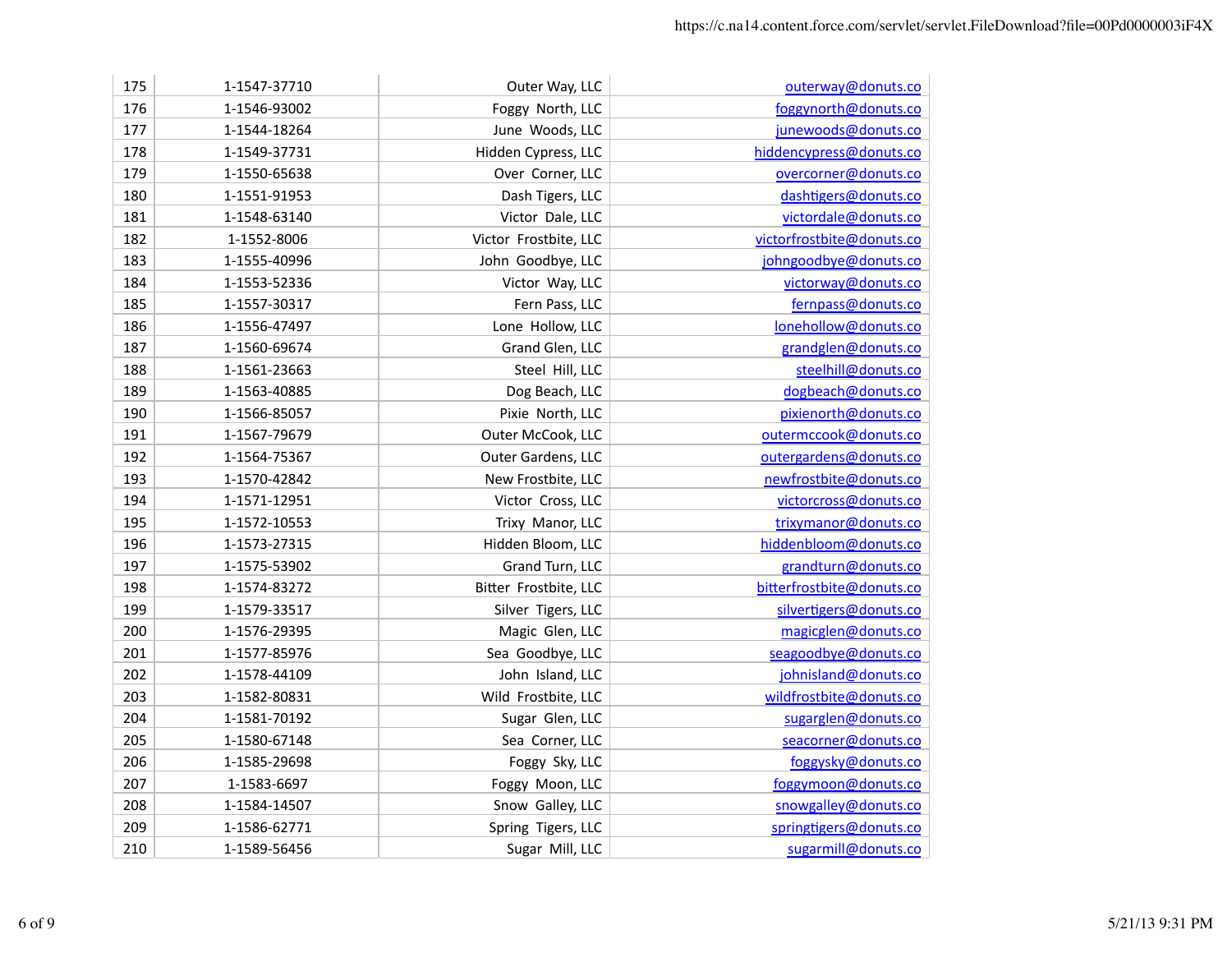| | | | |
|---|---|---|---|
| 175 | 1-1547-37710 | Outer Way, LLC | outerway@donuts.co |
| 176 | 1-1546-93002 | Foggy North, LLC | foggynorth@donuts.co |
| 177 | 1-1544-18264 | June Woods, LLC | junewoods@donuts.co |
| 178 | 1-1549-37731 | Hidden Cypress, LLC | hiddencypress@donuts.co |
| 179 | 1-1550-65638 | Over Corner, LLC | overcorner@donuts.co |
| 180 | 1-1551-91953 | Dash Tigers, LLC | dashtigers@donuts.co |
| 181 | 1-1548-63140 | Victor Dale, LLC | victordale@donuts.co |
| 182 | 1-1552-8006 | Victor Frostbite, LLC | victorfrostbite@donuts.co |
| 183 | 1-1555-40996 | John Goodbye, LLC | johngoodbye@donuts.co |
| 184 | 1-1553-52336 | Victor Way, LLC | victorway@donuts.co |
| 185 | 1-1557-30317 | Fern Pass, LLC | fernpass@donuts.co |
| 186 | 1-1556-47497 | Lone Hollow, LLC | lonehollow@donuts.co |
| 187 | 1-1560-69674 | Grand Glen, LLC | grandglen@donuts.co |
| 188 | 1-1561-23663 | Steel Hill, LLC | steelhill@donuts.co |
| 189 | 1-1563-40885 | Dog Beach, LLC | dogbeach@donuts.co |
| 190 | 1-1566-85057 | Pixie North, LLC | pixienorth@donuts.co |
| 191 | 1-1567-79679 | Outer McCook, LLC | outermccook@donuts.co |
| 192 | 1-1564-75367 | Outer Gardens, LLC | outergardens@donuts.co |
| 193 | 1-1570-42842 | New Frostbite, LLC | newfrostbite@donuts.co |
| 194 | 1-1571-12951 | Victor Cross, LLC | victorcross@donuts.co |
| 195 | 1-1572-10553 | Trixy Manor, LLC | trixymanor@donuts.co |
| 196 | 1-1573-27315 | Hidden Bloom, LLC | hiddenbloom@donuts.co |
| 197 | 1-1575-53902 | Grand Turn, LLC | grandturn@donuts.co |
| 198 | 1-1574-83272 | Bitter Frostbite, LLC | bitterfrostbite@donuts.co |
| 199 | 1-1579-33517 | Silver Tigers, LLC | silvertigers@donuts.co |
| 200 | 1-1576-29395 | Magic Glen, LLC | magicglen@donuts.co |
| 201 | 1-1577-85976 | Sea Goodbye, LLC | seagoodbye@donuts.co |
| 202 | 1-1578-44109 | John Island, LLC | johnisland@donuts.co |
| 203 | 1-1582-80831 | Wild Frostbite, LLC | wildfrostbite@donuts.co |
| 204 | 1-1581-70192 | Sugar Glen, LLC | sugarglen@donuts.co |
| 205 | 1-1580-67148 | Sea Corner, LLC | seacorner@donuts.co |
| 206 | 1-1585-29698 | Foggy Sky, LLC | foggysky@donuts.co |
| 207 | 1-1583-6697 | Foggy Moon, LLC | foggymoon@donuts.co |
| 208 | 1-1584-14507 | Snow Galley, LLC | snowgalley@donuts.co |
| 209 | 1-1586-62771 | Spring Tigers, LLC | springtigers@donuts.co |
| 210 | 1-1589-56456 | Sugar Mill, LLC | sugarmill@donuts.co |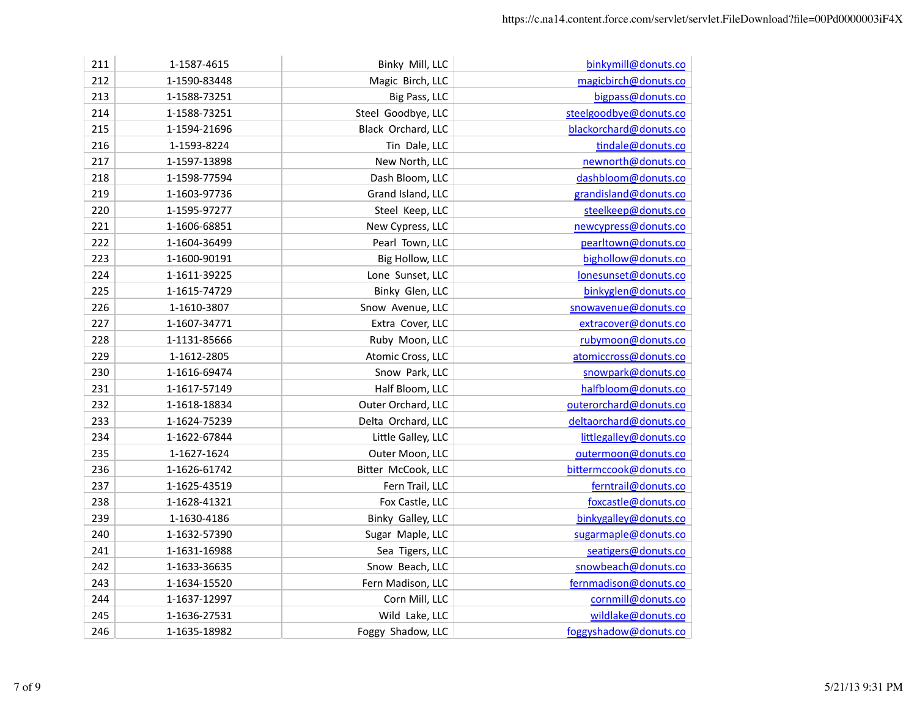| | | | |
|---|---|---|---|
| 211 | 1-1587-4615 | Binky Mill, LLC | binkymill@donuts.co |
| 212 | 1-1590-83448 | Magic Birch, LLC | magicbirch@donuts.co |
| 213 | 1-1588-73251 | Big Pass, LLC | bigpass@donuts.co |
| 214 | 1-1588-73251 | Steel Goodbye, LLC | steelgoodbye@donuts.co |
| 215 | 1-1594-21696 | Black Orchard, LLC | blackorchard@donuts.co |
| 216 | 1-1593-8224 | Tin Dale, LLC | tindale@donuts.co |
| 217 | 1-1597-13898 | New North, LLC | newnorth@donuts.co |
| 218 | 1-1598-77594 | Dash Bloom, LLC | dashbloom@donuts.co |
| 219 | 1-1603-97736 | Grand Island, LLC | grandisland@donuts.co |
| 220 | 1-1595-97277 | Steel Keep, LLC | steelkeep@donuts.co |
| 221 | 1-1606-68851 | New Cypress, LLC | newcypress@donuts.co |
| 222 | 1-1604-36499 | Pearl Town, LLC | pearltown@donuts.co |
| 223 | 1-1600-90191 | Big Hollow, LLC | bighollow@donuts.co |
| 224 | 1-1611-39225 | Lone Sunset, LLC | lonesunset@donuts.co |
| 225 | 1-1615-74729 | Binky Glen, LLC | binkyglen@donuts.co |
| 226 | 1-1610-3807 | Snow Avenue, LLC | snowavenue@donuts.co |
| 227 | 1-1607-34771 | Extra Cover, LLC | extracover@donuts.co |
| 228 | 1-1131-85666 | Ruby Moon, LLC | rubymoon@donuts.co |
| 229 | 1-1612-2805 | Atomic Cross, LLC | atomiccross@donuts.co |
| 230 | 1-1616-69474 | Snow Park, LLC | snowpark@donuts.co |
| 231 | 1-1617-57149 | Half Bloom, LLC | halfbloom@donuts.co |
| 232 | 1-1618-18834 | Outer Orchard, LLC | outerorchard@donuts.co |
| 233 | 1-1624-75239 | Delta Orchard, LLC | deltaorchard@donuts.co |
| 234 | 1-1622-67844 | Little Galley, LLC | littlegalley@donuts.co |
| 235 | 1-1627-1624 | Outer Moon, LLC | outermoon@donuts.co |
| 236 | 1-1626-61742 | Bitter McCook, LLC | bittermccook@donuts.co |
| 237 | 1-1625-43519 | Fern Trail, LLC | ferntrail@donuts.co |
| 238 | 1-1628-41321 | Fox Castle, LLC | foxcastle@donuts.co |
| 239 | 1-1630-4186 | Binky Galley, LLC | binkygalley@donuts.co |
| 240 | 1-1632-57390 | Sugar Maple, LLC | sugarmaple@donuts.co |
| 241 | 1-1631-16988 | Sea Tigers, LLC | seatigers@donuts.co |
| 242 | 1-1633-36635 | Snow Beach, LLC | snowbeach@donuts.co |
| 243 | 1-1634-15520 | Fern Madison, LLC | fernmadison@donuts.co |
| 244 | 1-1637-12997 | Corn Mill, LLC | cornmill@donuts.co |
| 245 | 1-1636-27531 | Wild Lake, LLC | wildlake@donuts.co |
| 246 | 1-1635-18982 | Foggy Shadow, LLC | foggyshadow@donuts.co |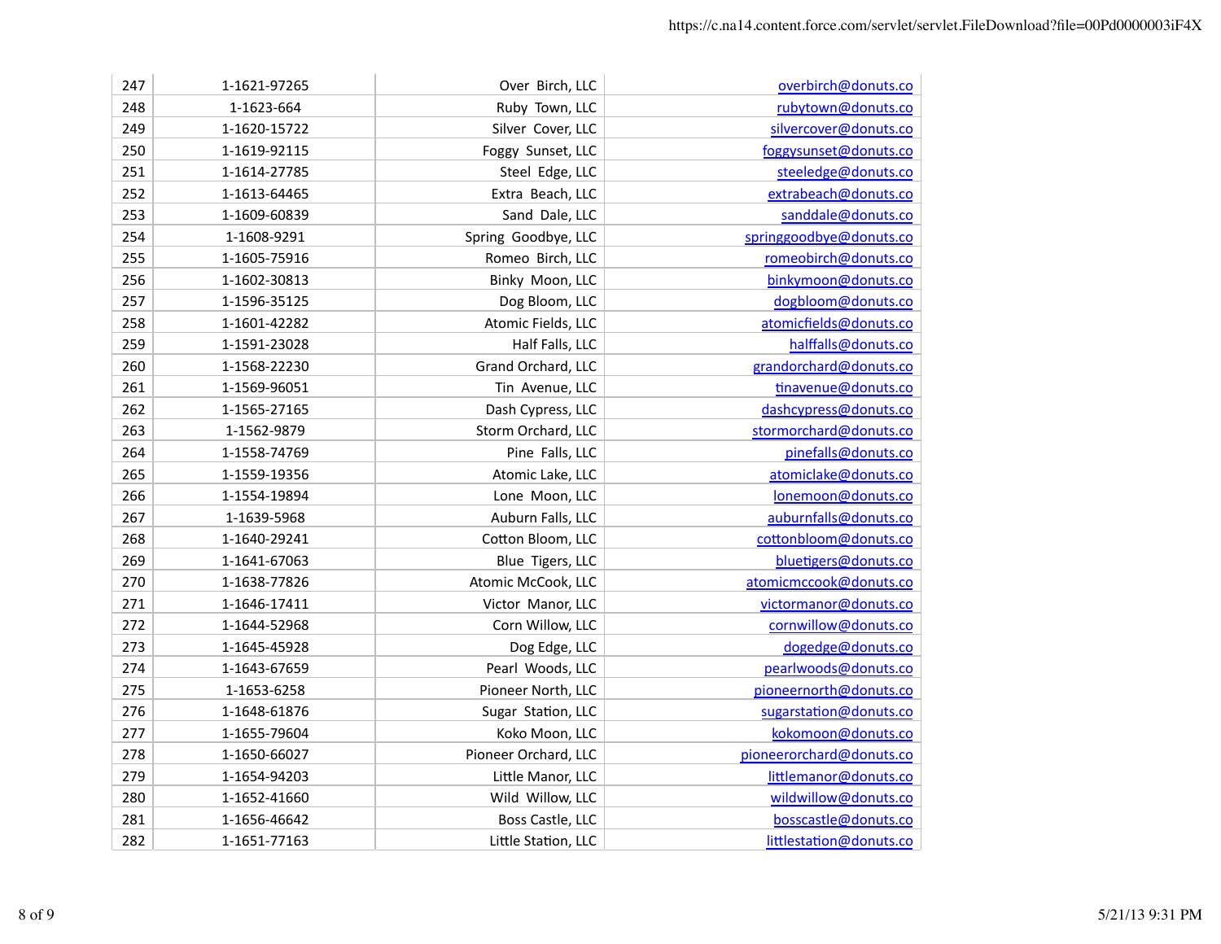| 247 | 1-1621-97265 | Over Birch, LLC | overbirch@donuts.co |
|---|---|---|---|
| 248 | 1-1623-664 | Ruby Town, LLC | rubytown@donuts.co |
| 249 | 1-1620-15722 | Silver Cover, LLC | silvercover@donuts.co |
| 250 | 1-1619-92115 | Foggy Sunset, LLC | foggysunset@donuts.co |
| 251 | 1-1614-27785 | Steel Edge, LLC | steeledge@donuts.co |
| 252 | 1-1613-64465 | Extra Beach, LLC | extrabeach@donuts.co |
| 253 | 1-1609-60839 | Sand Dale, LLC | sanddale@donuts.co |
| 254 | 1-1608-9291 | Spring Goodbye, LLC | springgoodbye@donuts.co |
| 255 | 1-1605-75916 | Romeo Birch, LLC | romeobirch@donuts.co |
| 256 | 1-1602-30813 | Binky Moon, LLC | binkymoon@donuts.co |
| 257 | 1-1596-35125 | Dog Bloom, LLC | dogbloom@donuts.co |
| 258 | 1-1601-42282 | Atomic Fields, LLC | atomicfields@donuts.co |
| 259 | 1-1591-23028 | Half Falls, LLC | halffalls@donuts.co |
| 260 | 1-1568-22230 | Grand Orchard, LLC | grandorchard@donuts.co |
| 261 | 1-1569-96051 | Tin Avenue, LLC | tinavenue@donuts.co |
| 262 | 1-1565-27165 | Dash Cypress, LLC | dashcypress@donuts.co |
| 263 | 1-1562-9879 | Storm Orchard, LLC | stormorchard@donuts.co |
| 264 | 1-1558-74769 | Pine Falls, LLC | pinefalls@donuts.co |
| 265 | 1-1559-19356 | Atomic Lake, LLC | atomiclake@donuts.co |
| 266 | 1-1554-19894 | Lone Moon, LLC | lonemoon@donuts.co |
| 267 | 1-1639-5968 | Auburn Falls, LLC | auburnfalls@donuts.co |
| 268 | 1-1640-29241 | Cotton Bloom, LLC | cottonbloom@donuts.co |
| 269 | 1-1641-67063 | Blue Tigers, LLC | bluetigers@donuts.co |
| 270 | 1-1638-77826 | Atomic McCook, LLC | atomicmccook@donuts.co |
| 271 | 1-1646-17411 | Victor Manor, LLC | victormanor@donuts.co |
| 272 | 1-1644-52968 | Corn Willow, LLC | cornwillow@donuts.co |
| 273 | 1-1645-45928 | Dog Edge, LLC | dogedge@donuts.co |
| 274 | 1-1643-67659 | Pearl Woods, LLC | pearlwoods@donuts.co |
| 275 | 1-1653-6258 | Pioneer North, LLC | pioneernorth@donuts.co |
| 276 | 1-1648-61876 | Sugar Station, LLC | sugarstation@donuts.co |
| 277 | 1-1655-79604 | Koko Moon, LLC | kokomoon@donuts.co |
| 278 | 1-1650-66027 | Pioneer Orchard, LLC | pioneerorchard@donuts.co |
| 279 | 1-1654-94203 | Little Manor, LLC | littlemanor@donuts.co |
| 280 | 1-1652-41660 | Wild Willow, LLC | wildwillow@donuts.co |
| 281 | 1-1656-46642 | Boss Castle, LLC | bosscastle@donuts.co |
| 282 | 1-1651-77163 | Little Station, LLC | littlestation@donuts.co |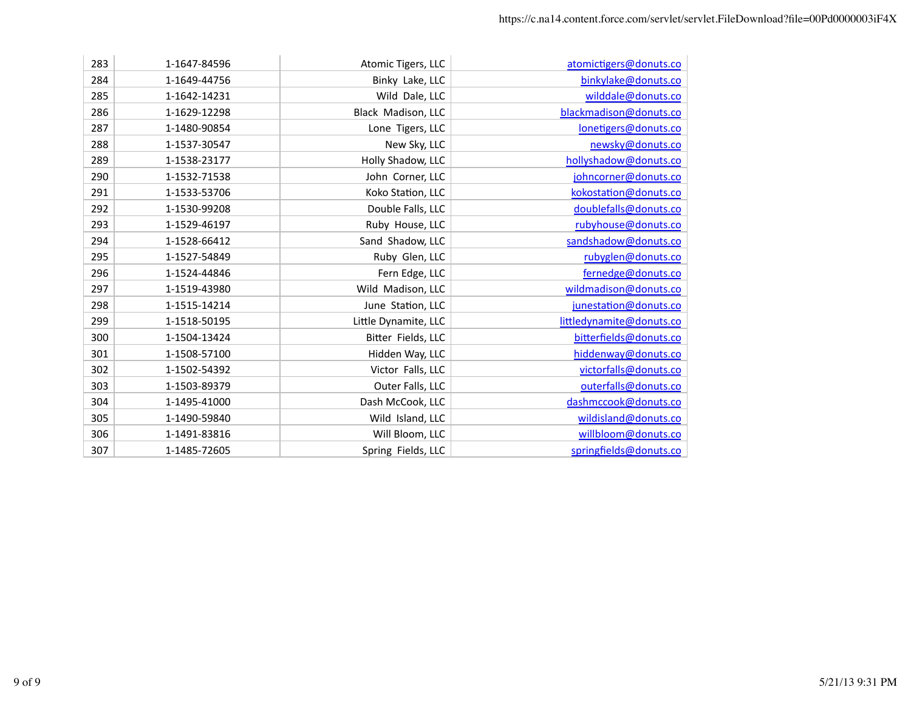| | | | |
|---|---|---|---|
| 283 | 1-1647-84596 | Atomic Tigers, LLC | atomictigers@donuts.co |
| 284 | 1-1649-44756 | Binky Lake, LLC | binkylake@donuts.co |
| 285 | 1-1642-14231 | Wild Dale, LLC | wilddale@donuts.co |
| 286 | 1-1629-12298 | Black Madison, LLC | blackmadison@donuts.co |
| 287 | 1-1480-90854 | Lone Tigers, LLC | lonetigers@donuts.co |
| 288 | 1-1537-30547 | New Sky, LLC | newsky@donuts.co |
| 289 | 1-1538-23177 | Holly Shadow, LLC | hollyshadow@donuts.co |
| 290 | 1-1532-71538 | John Corner, LLC | johncorner@donuts.co |
| 291 | 1-1533-53706 | Koko Station, LLC | kokostation@donuts.co |
| 292 | 1-1530-99208 | Double Falls, LLC | doublefalls@donuts.co |
| 293 | 1-1529-46197 | Ruby House, LLC | rubyhouse@donuts.co |
| 294 | 1-1528-66412 | Sand Shadow, LLC | sandshadow@donuts.co |
| 295 | 1-1527-54849 | Ruby Glen, LLC | rubyglen@donuts.co |
| 296 | 1-1524-44846 | Fern Edge, LLC | fernedge@donuts.co |
| 297 | 1-1519-43980 | Wild Madison, LLC | wildmadison@donuts.co |
| 298 | 1-1515-14214 | June Station, LLC | junestation@donuts.co |
| 299 | 1-1518-50195 | Little Dynamite, LLC | littledynamite@donuts.co |
| 300 | 1-1504-13424 | Bitter Fields, LLC | bitterfields@donuts.co |
| 301 | 1-1508-57100 | Hidden Way, LLC | hiddenway@donuts.co |
| 302 | 1-1502-54392 | Victor Falls, LLC | victorfalls@donuts.co |
| 303 | 1-1503-89379 | Outer Falls, LLC | outerfalls@donuts.co |
| 304 | 1-1495-41000 | Dash McCook, LLC | dashmccook@donuts.co |
| 305 | 1-1490-59840 | Wild Island, LLC | wildisland@donuts.co |
| 306 | 1-1491-83816 | Will Bloom, LLC | willbloom@donuts.co |
| 307 | 1-1485-72605 | Spring Fields, LLC | springfields@donuts.co |